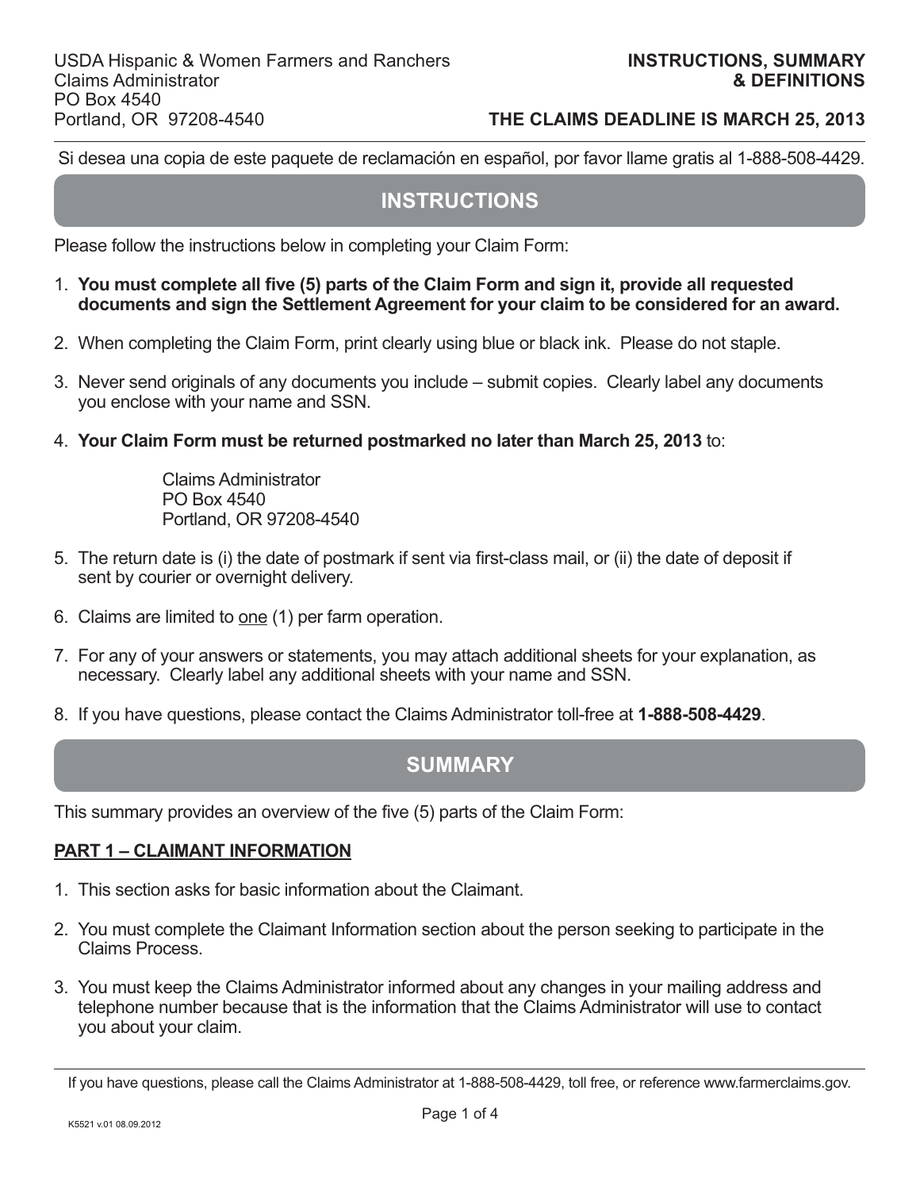USDA Hispanic & Women Farmers and Ranchers
Claims Administrator
PO Box 4540
Portland, OR 97208-4540

**INSTRUCTIONS, SUMMARY & DEFINITIONS**

**THE CLAIMS DEADLINE IS MARCH 25, 2013**

Si desea una copia de este paquete de reclamación en español, por favor llame gratis al 1-888-508-4429.

## INSTRUCTIONS

Please follow the instructions below in completing your Claim Form:

1. **You must complete all five (5) parts of the Claim Form and sign it, provide all requested documents and sign the Settlement Agreement for your claim to be considered for an award.**
2. When completing the Claim Form, print clearly using blue or black ink. Please do not staple.
3. Never send originals of any documents you include – submit copies. Clearly label any documents you enclose with your name and SSN.
4. **Your Claim Form must be returned postmarked no later than March 25, 2013** to:

   Claims Administrator
   PO Box 4540
   Portland, OR 97208-4540

5. The return date is (i) the date of postmark if sent via first-class mail, or (ii) the date of deposit if sent by courier or overnight delivery.
6. Claims are limited to one (1) per farm operation.
7. For any of your answers or statements, you may attach additional sheets for your explanation, as necessary. Clearly label any additional sheets with your name and SSN.
8. If you have questions, please contact the Claims Administrator toll-free at **1-888-508-4429**.

## SUMMARY

This summary provides an overview of the five (5) parts of the Claim Form:

### PART 1 – CLAIMANT INFORMATION

1. This section asks for basic information about the Claimant.
2. You must complete the Claimant Information section about the person seeking to participate in the Claims Process.
3. You must keep the Claims Administrator informed about any changes in your mailing address and telephone number because that is the information that the Claims Administrator will use to contact you about your claim.

If you have questions, please call the Claims Administrator at 1-888-508-4429, toll free, or reference www.farmerclaims.gov.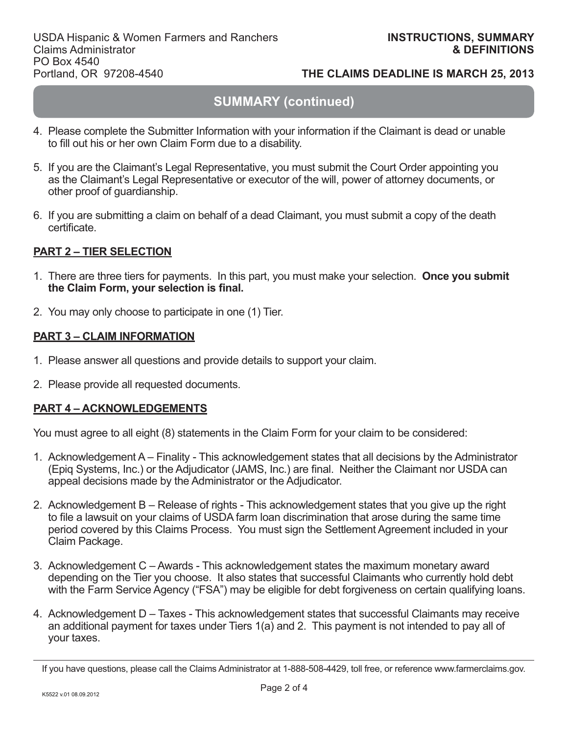## SUMMARY (continued)

4. Please complete the Submitter Information with your information if the Claimant is dead or unable to fill out his or her own Claim Form due to a disability.

5. If you are the Claimant's Legal Representative, you must submit the Court Order appointing you as the Claimant's Legal Representative or executor of the will, power of attorney documents, or other proof of guardianship.

6. If you are submitting a claim on behalf of a dead Claimant, you must submit a copy of the death certificate.

### PART 2 – TIER SELECTION

1. There are three tiers for payments. In this part, you must make your selection. **Once you submit the Claim Form, your selection is final.**

2. You may only choose to participate in one (1) Tier.

### PART 3 – CLAIM INFORMATION

1. Please answer all questions and provide details to support your claim.

2. Please provide all requested documents.

### PART 4 – ACKNOWLEDGEMENTS

You must agree to all eight (8) statements in the Claim Form for your claim to be considered:

1. Acknowledgement A – Finality - This acknowledgement states that all decisions by the Administrator (Epiq Systems, Inc.) or the Adjudicator (JAMS, Inc.) are final. Neither the Claimant nor USDA can appeal decisions made by the Administrator or the Adjudicator.

2. Acknowledgement B – Release of rights - This acknowledgement states that you give up the right to file a lawsuit on your claims of USDA farm loan discrimination that arose during the same time period covered by this Claims Process. You must sign the Settlement Agreement included in your Claim Package.

3. Acknowledgement C – Awards - This acknowledgement states the maximum monetary award depending on the Tier you choose. It also states that successful Claimants who currently hold debt with the Farm Service Agency ("FSA") may be eligible for debt forgiveness on certain qualifying loans.

4. Acknowledgement D – Taxes - This acknowledgement states that successful Claimants may receive an additional payment for taxes under Tiers 1(a) and 2. This payment is not intended to pay all of your taxes.

If you have questions, please call the Claims Administrator at 1-888-508-4429, toll free, or reference www.farmerclaims.gov.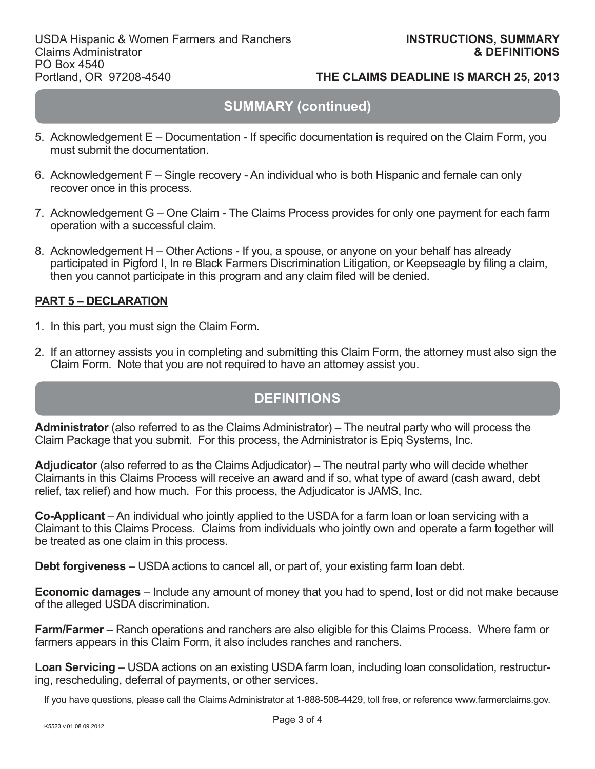## SUMMARY (continued)

5. Acknowledgement E – Documentation - If specific documentation is required on the Claim Form, you must submit the documentation.
6. Acknowledgement F – Single recovery - An individual who is both Hispanic and female can only recover once in this process.
7. Acknowledgement G – One Claim - The Claims Process provides for only one payment for each farm operation with a successful claim.
8. Acknowledgement H – Other Actions - If you, a spouse, or anyone on your behalf has already participated in Pigford I, In re Black Farmers Discrimination Litigation, or Keepseagle by filing a claim, then you cannot participate in this program and any claim filed will be denied.

**PART 5 – DECLARATION**

1. In this part, you must sign the Claim Form.
2. If an attorney assists you in completing and submitting this Claim Form, the attorney must also sign the Claim Form. Note that you are not required to have an attorney assist you.

## DEFINITIONS

**Administrator** (also referred to as the Claims Administrator) – The neutral party who will process the Claim Package that you submit. For this process, the Administrator is Epiq Systems, Inc.

**Adjudicator** (also referred to as the Claims Adjudicator) – The neutral party who will decide whether Claimants in this Claims Process will receive an award and if so, what type of award (cash award, debt relief, tax relief) and how much. For this process, the Adjudicator is JAMS, Inc.

**Co-Applicant** – An individual who jointly applied to the USDA for a farm loan or loan servicing with a Claimant to this Claims Process. Claims from individuals who jointly own and operate a farm together will be treated as one claim in this process.

**Debt forgiveness** – USDA actions to cancel all, or part of, your existing farm loan debt.

**Economic damages** – Include any amount of money that you had to spend, lost or did not make because of the alleged USDA discrimination.

**Farm/Farmer** – Ranch operations and ranchers are also eligible for this Claims Process. Where farm or farmers appears in this Claim Form, it also includes ranches and ranchers.

**Loan Servicing** – USDA actions on an existing USDA farm loan, including loan consolidation, restructuring, rescheduling, deferral of payments, or other services.

If you have questions, please call the Claims Administrator at 1-888-508-4429, toll free, or reference www.farmerclaims.gov.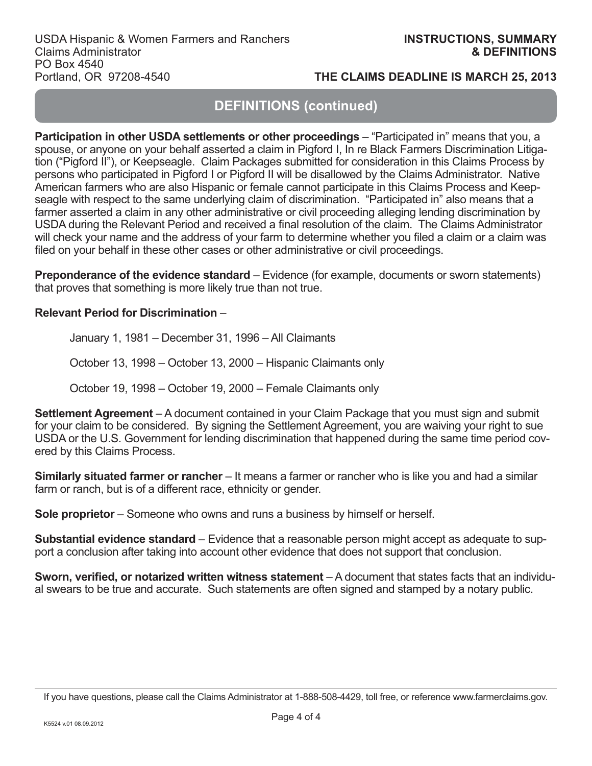## DEFINITIONS (continued)

**Participation in other USDA settlements or other proceedings** – "Participated in" means that you, a spouse, or anyone on your behalf asserted a claim in Pigford I, In re Black Farmers Discrimination Litigation ("Pigford II"), or Keepseagle. Claim Packages submitted for consideration in this Claims Process by persons who participated in Pigford I or Pigford II will be disallowed by the Claims Administrator. Native American farmers who are also Hispanic or female cannot participate in this Claims Process and Keepseagle with respect to the same underlying claim of discrimination. "Participated in" also means that a farmer asserted a claim in any other administrative or civil proceeding alleging lending discrimination by USDA during the Relevant Period and received a final resolution of the claim. The Claims Administrator will check your name and the address of your farm to determine whether you filed a claim or a claim was filed on your behalf in these other cases or other administrative or civil proceedings.

**Preponderance of the evidence standard** – Evidence (for example, documents or sworn statements) that proves that something is more likely true than not true.

**Relevant Period for Discrimination** –

January 1, 1981 – December 31, 1996 – All Claimants

October 13, 1998 – October 13, 2000 – Hispanic Claimants only

October 19, 1998 – October 19, 2000 – Female Claimants only

**Settlement Agreement** – A document contained in your Claim Package that you must sign and submit for your claim to be considered. By signing the Settlement Agreement, you are waiving your right to sue USDA or the U.S. Government for lending discrimination that happened during the same time period covered by this Claims Process.

**Similarly situated farmer or rancher** – It means a farmer or rancher who is like you and had a similar farm or ranch, but is of a different race, ethnicity or gender.

**Sole proprietor** – Someone who owns and runs a business by himself or herself.

**Substantial evidence standard** – Evidence that a reasonable person might accept as adequate to support a conclusion after taking into account other evidence that does not support that conclusion.

**Sworn, verified, or notarized written witness statement** – A document that states facts that an individual swears to be true and accurate. Such statements are often signed and stamped by a notary public.

If you have questions, please call the Claims Administrator at 1-888-508-4429, toll free, or reference www.farmerclaims.gov.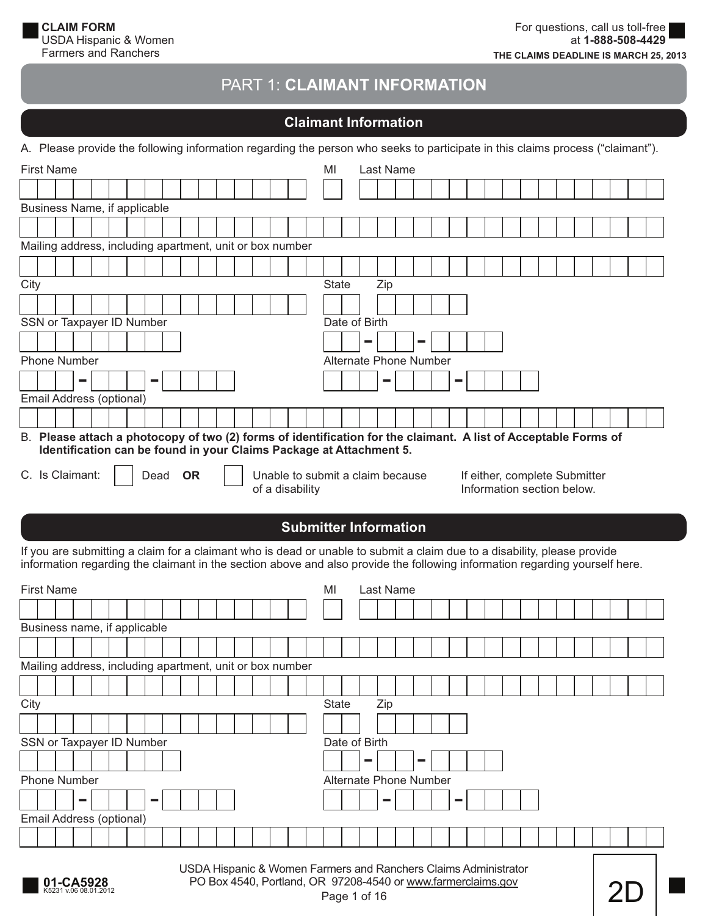**CLAIM FORM**
USDA Hispanic & Women Farmers and Ranchers

For questions, call us toll-free at **1-888-508-4429**

**THE CLAIMS DEADLINE IS MARCH 25, 2013**

# PART 1: **CLAIMANT INFORMATION**

## Claimant Information

A. Please provide the following information regarding the person who seeks to participate in this claims process ("claimant").

First Name ____________________ MI ___ Last Name ____________________

Business Name, if applicable ____________________

Mailing address, including apartment, unit or box number ____________________

City ____________________ State ___ Zip ________

SSN or Taxpayer ID Number ____________________

Date of Birth ___ - ___ - _____

Phone Number ___ - ___ - ____

Alternate Phone Number ___ - ___ - ____

Email Address (optional) ____________________

B. **Please attach a photocopy of two (2) forms of identification for the claimant. A list of Acceptable Forms of Identification can be found in your Claims Package at Attachment 5.**

C. Is Claimant: ☐ Dead **OR** ☐ Unable to submit a claim because of a disability

If either, complete Submitter Information section below.

## Submitter Information

If you are submitting a claim for a claimant who is dead or unable to submit a claim due to a disability, please provide information regarding the claimant in the section above and also provide the following information regarding yourself here.

First Name ____________________ MI ___ Last Name ____________________

Business name, if applicable ____________________

Mailing address, including apartment, unit or box number ____________________

City ____________________ State ___ Zip ________

SSN or Taxpayer ID Number ____________________

Date of Birth ___ - ___ - _____

Phone Number ___ - ___ - ____

Alternate Phone Number ___ - ___ - ____

Email Address (optional) ____________________

**01-CA5928**
K5231 v.06 08.01.2012

USDA Hispanic & Women Farmers and Ranchers Claims Administrator
PO Box 4540, Portland, OR 97208-4540 or www.farmerclaims.gov

2D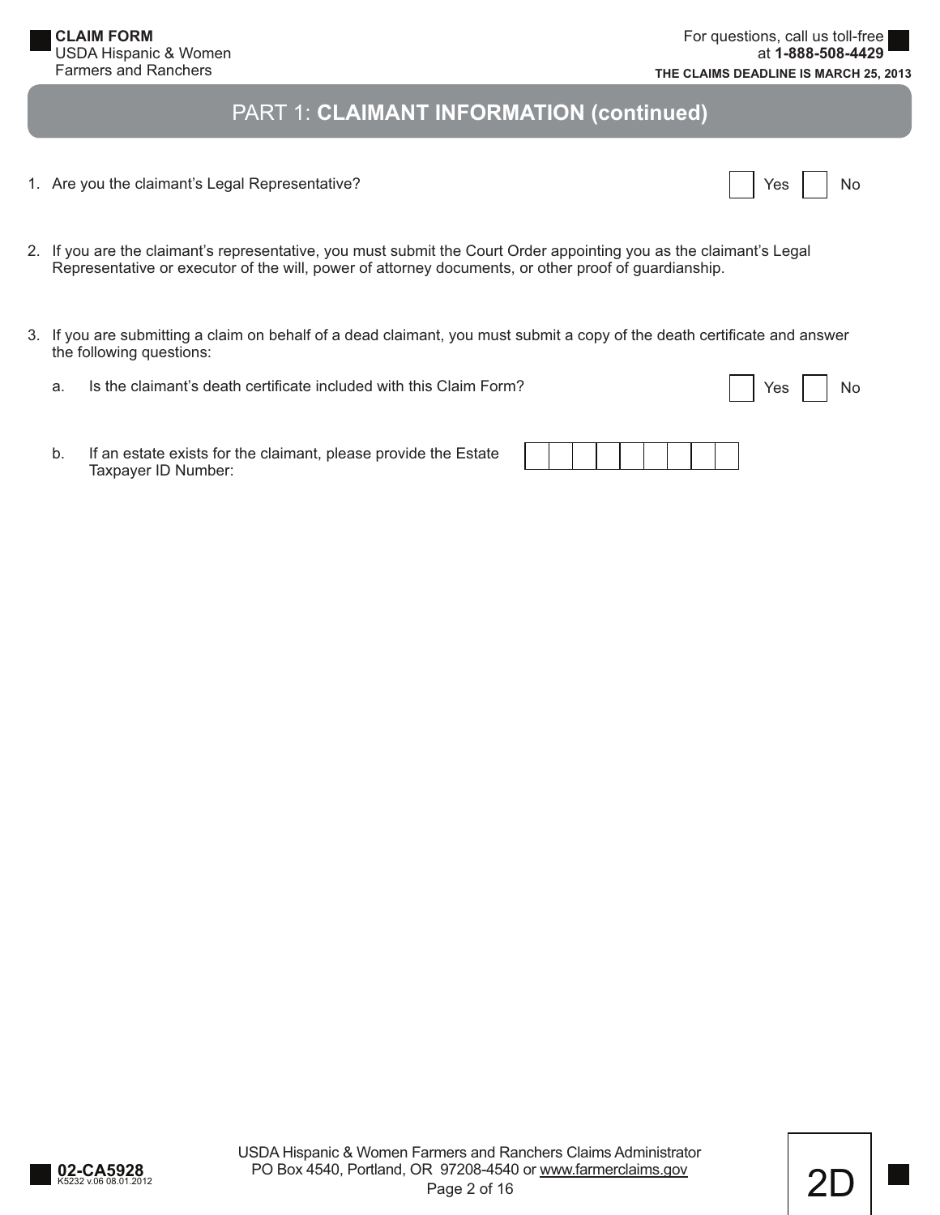## PART 1: **CLAIMANT INFORMATION (continued)**

1. Are you the claimant's Legal Representative? ☐ Yes ☐ No

2. If you are the claimant's representative, you must submit the Court Order appointing you as the claimant's Legal Representative or executor of the will, power of attorney documents, or other proof of guardianship.

3. If you are submitting a claim on behalf of a dead claimant, you must submit a copy of the death certificate and answer the following questions:

   a. Is the claimant's death certificate included with this Claim Form? ☐ Yes ☐ No

   b. If an estate exists for the claimant, please provide the Estate Taxpayer ID Number: ☐☐☐☐☐☐☐☐☐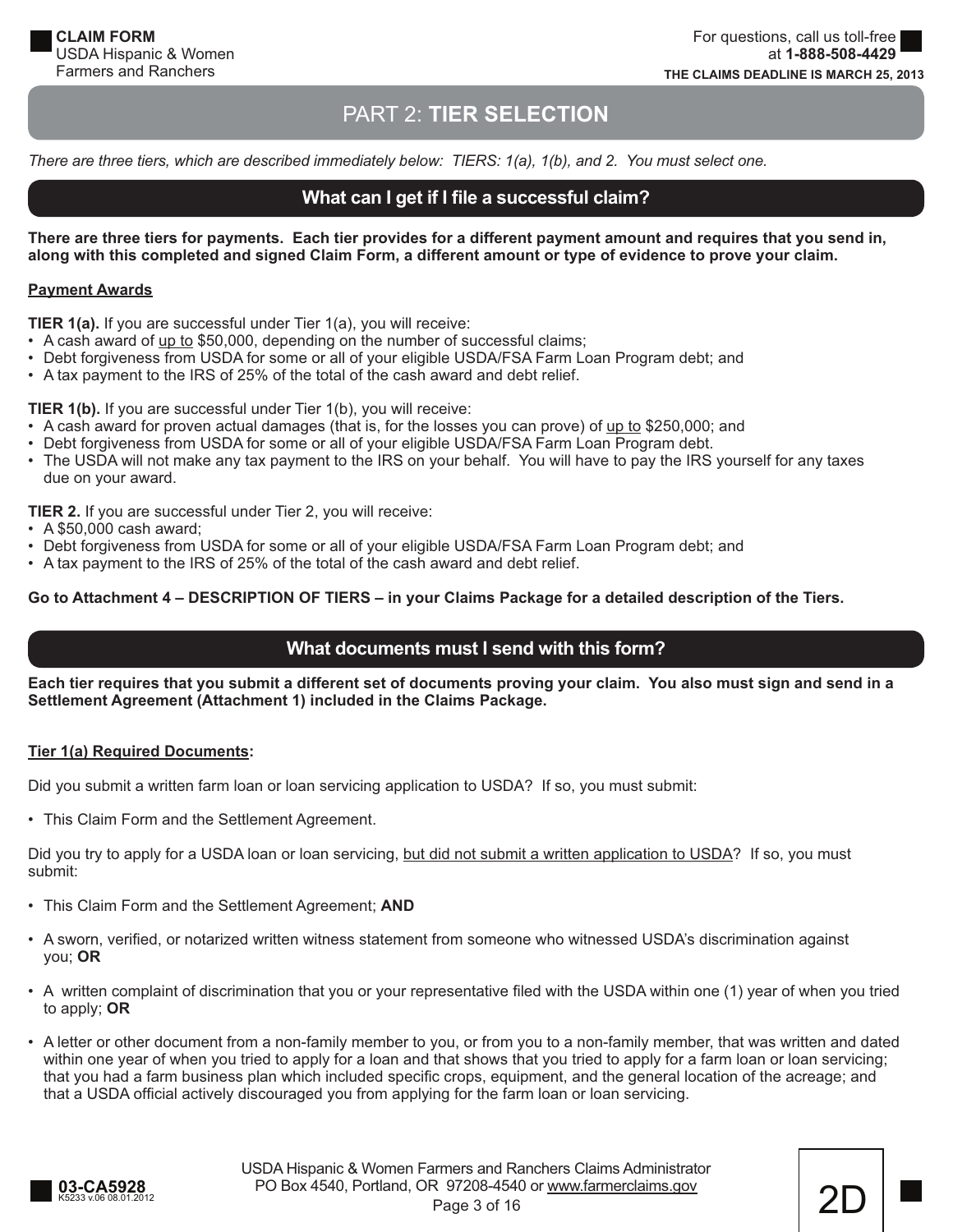# PART 2: TIER SELECTION

*There are three tiers, which are described immediately below: TIERS: 1(a), 1(b), and 2. You must select one.*

## What can I get if I file a successful claim?

**There are three tiers for payments. Each tier provides for a different payment amount and requires that you send in, along with this completed and signed Claim Form, a different amount or type of evidence to prove your claim.**

**Payment Awards**

**TIER 1(a).** If you are successful under Tier 1(a), you will receive:

- A cash award of up to $50,000, depending on the number of successful claims;
- Debt forgiveness from USDA for some or all of your eligible USDA/FSA Farm Loan Program debt; and
- A tax payment to the IRS of 25% of the total of the cash award and debt relief.

**TIER 1(b).** If you are successful under Tier 1(b), you will receive:

- A cash award for proven actual damages (that is, for the losses you can prove) of up to $250,000; and
- Debt forgiveness from USDA for some or all of your eligible USDA/FSA Farm Loan Program debt.
- The USDA will not make any tax payment to the IRS on your behalf. You will have to pay the IRS yourself for any taxes due on your award.

**TIER 2.** If you are successful under Tier 2, you will receive:

- A $50,000 cash award;
- Debt forgiveness from USDA for some or all of your eligible USDA/FSA Farm Loan Program debt; and
- A tax payment to the IRS of 25% of the total of the cash award and debt relief.

**Go to Attachment 4 – DESCRIPTION OF TIERS – in your Claims Package for a detailed description of the Tiers.**

## What documents must I send with this form?

**Each tier requires that you submit a different set of documents proving your claim. You also must sign and send in a Settlement Agreement (Attachment 1) included in the Claims Package.**

**Tier 1(a) Required Documents:**

Did you submit a written farm loan or loan servicing application to USDA? If so, you must submit:

- This Claim Form and the Settlement Agreement.

Did you try to apply for a USDA loan or loan servicing, but did not submit a written application to USDA? If so, you must submit:

- This Claim Form and the Settlement Agreement; **AND**
- A sworn, verified, or notarized written witness statement from someone who witnessed USDA's discrimination against you; **OR**
- A written complaint of discrimination that you or your representative filed with the USDA within one (1) year of when you tried to apply; **OR**
- A letter or other document from a non-family member to you, or from you to a non-family member, that was written and dated within one year of when you tried to apply for a loan and that shows that you tried to apply for a farm loan or loan servicing; that you had a farm business plan which included specific crops, equipment, and the general location of the acreage; and that a USDA official actively discouraged you from applying for the farm loan or loan servicing.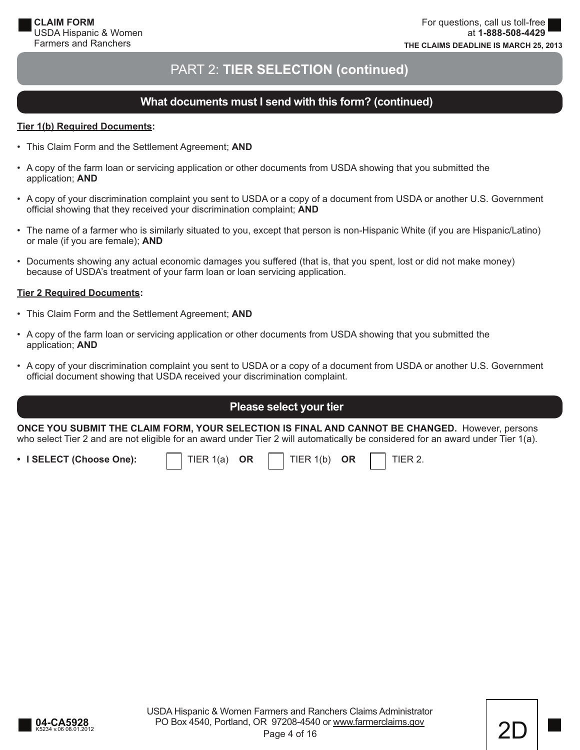## PART 2: TIER SELECTION (continued)

### What documents must I send with this form? (continued)

**Tier 1(b) Required Documents:**

- This Claim Form and the Settlement Agreement; **AND**
- A copy of the farm loan or servicing application or other documents from USDA showing that you submitted the application; **AND**
- A copy of your discrimination complaint you sent to USDA or a copy of a document from USDA or another U.S. Government official showing that they received your discrimination complaint; **AND**
- The name of a farmer who is similarly situated to you, except that person is non-Hispanic White (if you are Hispanic/Latino) or male (if you are female); **AND**
- Documents showing any actual economic damages you suffered (that is, that you spent, lost or did not make money) because of USDA's treatment of your farm loan or loan servicing application.

**Tier 2 Required Documents:**

- This Claim Form and the Settlement Agreement; **AND**
- A copy of the farm loan or servicing application or other documents from USDA showing that you submitted the application; **AND**
- A copy of your discrimination complaint you sent to USDA or a copy of a document from USDA or another U.S. Government official document showing that USDA received your discrimination complaint.

### Please select your tier

**ONCE YOU SUBMIT THE CLAIM FORM, YOUR SELECTION IS FINAL AND CANNOT BE CHANGED.** However, persons who select Tier 2 and are not eligible for an award under Tier 2 will automatically be considered for an award under Tier 1(a).

- **I SELECT (Choose One):** ☐ TIER 1(a) **OR** ☐ TIER 1(b) **OR** ☐ TIER 2.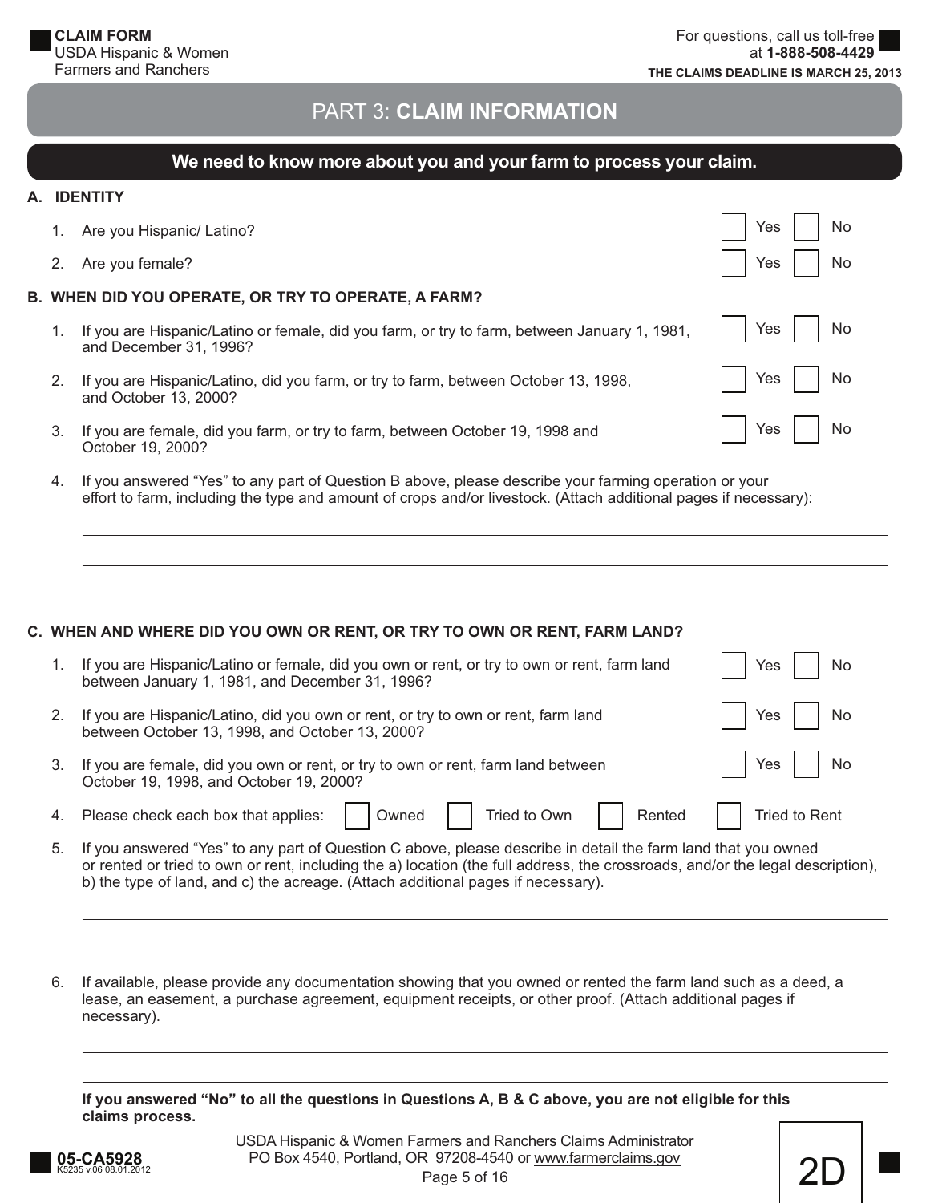# PART 3: CLAIM INFORMATION

## We need to know more about you and your farm to process your claim.

### A. IDENTITY

1. Are you Hispanic/ Latino? ☐ Yes ☐ No
2. Are you female? ☐ Yes ☐ No

### B. WHEN DID YOU OPERATE, OR TRY TO OPERATE, A FARM?

1. If you are Hispanic/Latino or female, did you farm, or try to farm, between January 1, 1981, and December 31, 1996? ☐ Yes ☐ No
2. If you are Hispanic/Latino, did you farm, or try to farm, between October 13, 1998, and October 13, 2000? ☐ Yes ☐ No
3. If you are female, did you farm, or try to farm, between October 19, 1998 and October 19, 2000? ☐ Yes ☐ No
4. If you answered "Yes" to any part of Question B above, please describe your farming operation or your effort to farm, including the type and amount of crops and/or livestock. (Attach additional pages if necessary):

\_\_\_\_\_\_\_\_\_\_\_\_\_\_\_\_\_\_\_\_\_\_\_\_\_\_\_\_\_\_\_\_\_\_\_\_\_\_\_\_

\_\_\_\_\_\_\_\_\_\_\_\_\_\_\_\_\_\_\_\_\_\_\_\_\_\_\_\_\_\_\_\_\_\_\_\_\_\_\_\_

\_\_\_\_\_\_\_\_\_\_\_\_\_\_\_\_\_\_\_\_\_\_\_\_\_\_\_\_\_\_\_\_\_\_\_\_\_\_\_\_

### C. WHEN AND WHERE DID YOU OWN OR RENT, OR TRY TO OWN OR RENT, FARM LAND?

1. If you are Hispanic/Latino or female, did you own or rent, or try to own or rent, farm land between January 1, 1981, and December 31, 1996? ☐ Yes ☐ No
2. If you are Hispanic/Latino, did you own or rent, or try to own or rent, farm land between October 13, 1998, and October 13, 2000? ☐ Yes ☐ No
3. If you are female, did you own or rent, or try to own or rent, farm land between October 19, 1998, and October 19, 2000? ☐ Yes ☐ No
4. Please check each box that applies: ☐ Owned ☐ Tried to Own ☐ Rented ☐ Tried to Rent
5. If you answered "Yes" to any part of Question C above, please describe in detail the farm land that you owned or rented or tried to own or rent, including the a) location (the full address, the crossroads, and/or the legal description), b) the type of land, and c) the acreage. (Attach additional pages if necessary).

\_\_\_\_\_\_\_\_\_\_\_\_\_\_\_\_\_\_\_\_\_\_\_\_\_\_\_\_\_\_\_\_\_\_\_\_\_\_\_\_

\_\_\_\_\_\_\_\_\_\_\_\_\_\_\_\_\_\_\_\_\_\_\_\_\_\_\_\_\_\_\_\_\_\_\_\_\_\_\_\_

6. If available, please provide any documentation showing that you owned or rented the farm land such as a deed, a lease, an easement, a purchase agreement, equipment receipts, or other proof. (Attach additional pages if necessary).

\_\_\_\_\_\_\_\_\_\_\_\_\_\_\_\_\_\_\_\_\_\_\_\_\_\_\_\_\_\_\_\_\_\_\_\_\_\_\_\_

\_\_\_\_\_\_\_\_\_\_\_\_\_\_\_\_\_\_\_\_\_\_\_\_\_\_\_\_\_\_\_\_\_\_\_\_\_\_\_\_

**If you answered "No" to all the questions in Questions A, B & C above, you are not eligible for this claims process.**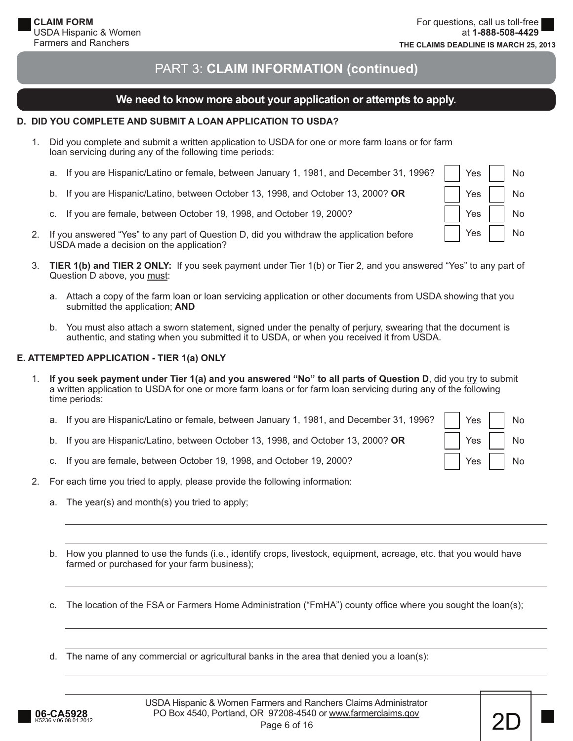## PART 3: CLAIM INFORMATION (continued)

### We need to know more about your application or attempts to apply.

**D. DID YOU COMPLETE AND SUBMIT A LOAN APPLICATION TO USDA?**

1. Did you complete and submit a written application to USDA for one or more farm loans or for farm loan servicing during any of the following time periods:

   a. If you are Hispanic/Latino or female, between January 1, 1981, and December 31, 1996? ☐ Yes ☐ No

   b. If you are Hispanic/Latino, between October 13, 1998, and October 13, 2000? **OR** ☐ Yes ☐ No

   c. If you are female, between October 19, 1998, and October 19, 2000? ☐ Yes ☐ No

2. If you answered "Yes" to any part of Question D, did you withdraw the application before USDA made a decision on the application? ☐ Yes ☐ No

3. **TIER 1(b) and TIER 2 ONLY:** If you seek payment under Tier 1(b) or Tier 2, and you answered "Yes" to any part of Question D above, you must:

   a. Attach a copy of the farm loan or loan servicing application or other documents from USDA showing that you submitted the application; **AND**

   b. You must also attach a sworn statement, signed under the penalty of perjury, swearing that the document is authentic, and stating when you submitted it to USDA, or when you received it from USDA.

**E. ATTEMPTED APPLICATION - TIER 1(a) ONLY**

1. **If you seek payment under Tier 1(a) and you answered "No" to all parts of Question D**, did you try to submit a written application to USDA for one or more farm loans or for farm loan servicing during any of the following time periods:

   a. If you are Hispanic/Latino or female, between January 1, 1981, and December 31, 1996? ☐ Yes ☐ No

   b. If you are Hispanic/Latino, between October 13, 1998, and October 13, 2000? **OR** ☐ Yes ☐ No

   c. If you are female, between October 19, 1998, and October 19, 2000? ☐ Yes ☐ No

2. For each time you tried to apply, please provide the following information:

   a. The year(s) and month(s) you tried to apply;

   ______________________________________________

   ______________________________________________

   b. How you planned to use the funds (i.e., identify crops, livestock, equipment, acreage, etc. that you would have farmed or purchased for your farm business);

   ______________________________________________

   c. The location of the FSA or Farmers Home Administration ("FmHA") county office where you sought the loan(s);

   ______________________________________________

   ______________________________________________

   d. The name of any commercial or agricultural banks in the area that denied you a loan(s):

   ______________________________________________

   ______________________________________________

USDA Hispanic & Women Farmers and Ranchers Claims Administrator
PO Box 4540, Portland, OR 97208-4540 or www.farmerclaims.gov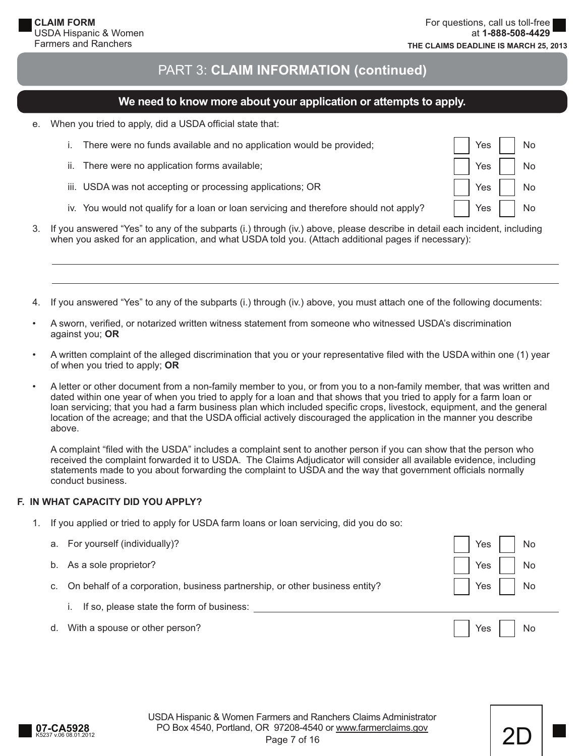## PART 3: CLAIM INFORMATION (continued)

### We need to know more about your application or attempts to apply.

e. When you tried to apply, did a USDA official state that:

   i. There were no funds available and no application would be provided; ☐ Yes ☐ No

   ii. There were no application forms available; ☐ Yes ☐ No

   iii. USDA was not accepting or processing applications; OR ☐ Yes ☐ No

   iv. You would not qualify for a loan or loan servicing and therefore should not apply? ☐ Yes ☐ No

3. If you answered "Yes" to any of the subparts (i.) through (iv.) above, please describe in detail each incident, including when you asked for an application, and what USDA told you. (Attach additional pages if necessary):

_______________________________________________

_______________________________________________

4. If you answered "Yes" to any of the subparts (i.) through (iv.) above, you must attach one of the following documents:

- A sworn, verified, or notarized written witness statement from someone who witnessed USDA's discrimination against you; **OR**
- A written complaint of the alleged discrimination that you or your representative filed with the USDA within one (1) year of when you tried to apply; **OR**
- A letter or other document from a non-family member to you, or from you to a non-family member, that was written and dated within one year of when you tried to apply for a loan and that shows that you tried to apply for a farm loan or loan servicing; that you had a farm business plan which included specific crops, livestock, equipment, and the general location of the acreage; and that the USDA official actively discouraged the application in the manner you describe above.

  A complaint "filed with the USDA" includes a complaint sent to another person if you can show that the person who received the complaint forwarded it to USDA. The Claims Adjudicator will consider all available evidence, including statements made to you about forwarding the complaint to USDA and the way that government officials normally conduct business.

**F. IN WHAT CAPACITY DID YOU APPLY?**

1. If you applied or tried to apply for USDA farm loans or loan servicing, did you do so:

   a. For yourself (individually)? ☐ Yes ☐ No

   b. As a sole proprietor? ☐ Yes ☐ No

   c. On behalf of a corporation, business partnership, or other business entity? ☐ Yes ☐ No

      i. If so, please state the form of business: _______________________

   d. With a spouse or other person? ☐ Yes ☐ No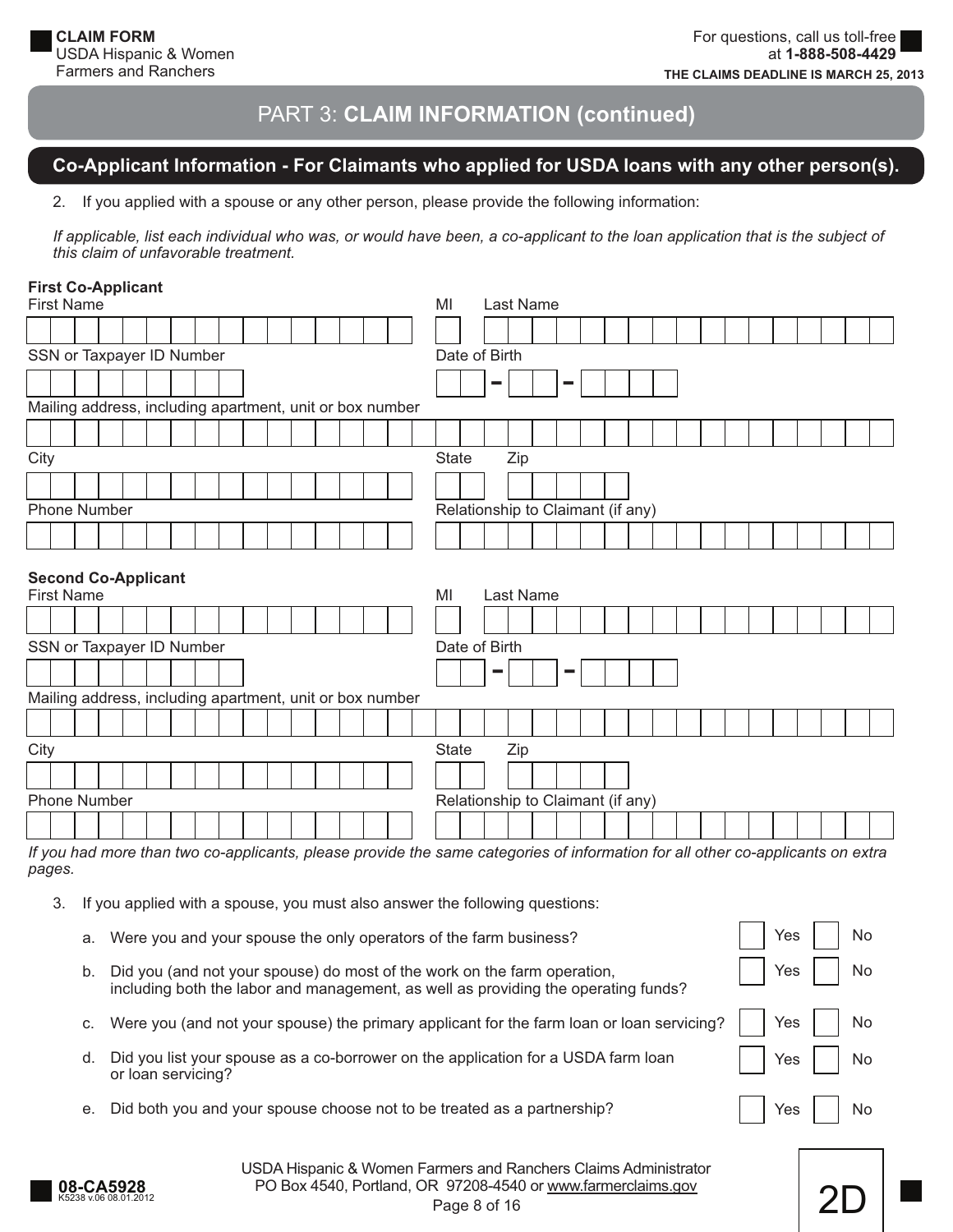**CLAIM FORM**
USDA Hispanic & Women Farmers and Ranchers

For questions, call us toll-free at **1-888-508-4429**

**THE CLAIMS DEADLINE IS MARCH 25, 2013**

## PART 3: **CLAIM INFORMATION (continued)**

### Co-Applicant Information - For Claimants who applied for USDA loans with any other person(s).

2. If you applied with a spouse or any other person, please provide the following information:

*If applicable, list each individual who was, or would have been, a co-applicant to the loan application that is the subject of this claim of unfavorable treatment.*

**First Co-Applicant**

First Name ______ MI ___ Last Name ______

SSN or Taxpayer ID Number ______ Date of Birth ___ - ___ - ____

Mailing address, including apartment, unit or box number ______

City ______ State ___ Zip ______

Phone Number ______ Relationship to Claimant (if any) ______

**Second Co-Applicant**

First Name ______ MI ___ Last Name ______

SSN or Taxpayer ID Number ______ Date of Birth ___ - ___ - ____

Mailing address, including apartment, unit or box number ______

City ______ State ___ Zip ______

Phone Number ______ Relationship to Claimant (if any) ______

*If you had more than two co-applicants, please provide the same categories of information for all other co-applicants on extra pages.*

3. If you applied with a spouse, you must also answer the following questions:

| | Question | | |
|---|---|---|---|
| a. | Were you and your spouse the only operators of the farm business? | ☐ Yes | ☐ No |
| b. | Did you (and not your spouse) do most of the work on the farm operation, including both the labor and management, as well as providing the operating funds? | ☐ Yes | ☐ No |
| c. | Were you (and not your spouse) the primary applicant for the farm loan or loan servicing? | ☐ Yes | ☐ No |
| d. | Did you list your spouse as a co-borrower on the application for a USDA farm loan or loan servicing? | ☐ Yes | ☐ No |
| e. | Did both you and your spouse choose not to be treated as a partnership? | ☐ Yes | ☐ No |

**08-CA5928**
K5238 v.06 08.01.2012

USDA Hispanic & Women Farmers and Ranchers Claims Administrator
PO Box 4540, Portland, OR 97208-4540 or www.farmerclaims.gov

2D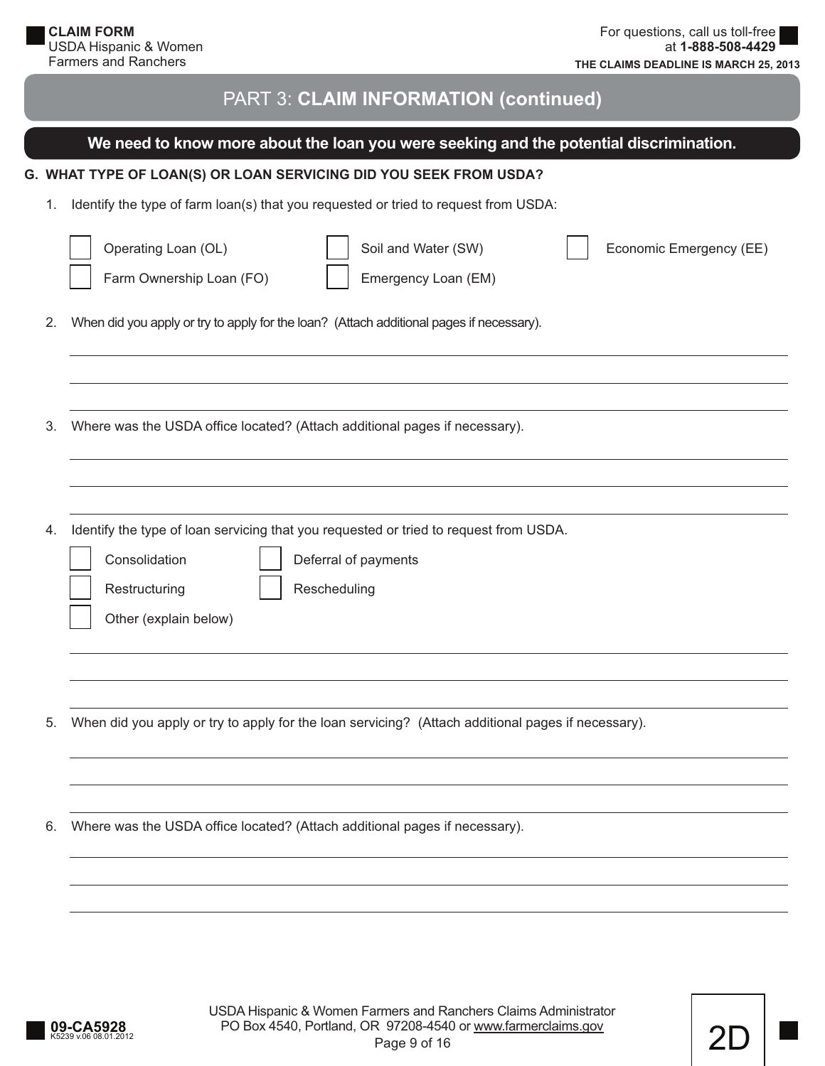# PART 3: CLAIM INFORMATION (continued)

## We need to know more about the loan you were seeking and the potential discrimination.

### G. WHAT TYPE OF LOAN(S) OR LOAN SERVICING DID YOU SEEK FROM USDA?

1. Identify the type of farm loan(s) that you requested or tried to request from USDA:

   - [ ] Operating Loan (OL)
   - [ ] Soil and Water (SW)
   - [ ] Economic Emergency (EE)
   - [ ] Farm Ownership Loan (FO)
   - [ ] Emergency Loan (EM)

2. When did you apply or try to apply for the loan? (Attach additional pages if necessary).

   ______________________________________________________________________

   ______________________________________________________________________

   ______________________________________________________________________

3. Where was the USDA office located? (Attach additional pages if necessary).

   ______________________________________________________________________

   ______________________________________________________________________

   ______________________________________________________________________

4. Identify the type of loan servicing that you requested or tried to request from USDA.

   - [ ] Consolidation
   - [ ] Deferral of payments
   - [ ] Restructuring
   - [ ] Rescheduling
   - [ ] Other (explain below)

   ______________________________________________________________________

   ______________________________________________________________________

   ______________________________________________________________________

5. When did you apply or try to apply for the loan servicing? (Attach additional pages if necessary).

   ______________________________________________________________________

   ______________________________________________________________________

   ______________________________________________________________________

6. Where was the USDA office located? (Attach additional pages if necessary).

   ______________________________________________________________________

   ______________________________________________________________________

   ______________________________________________________________________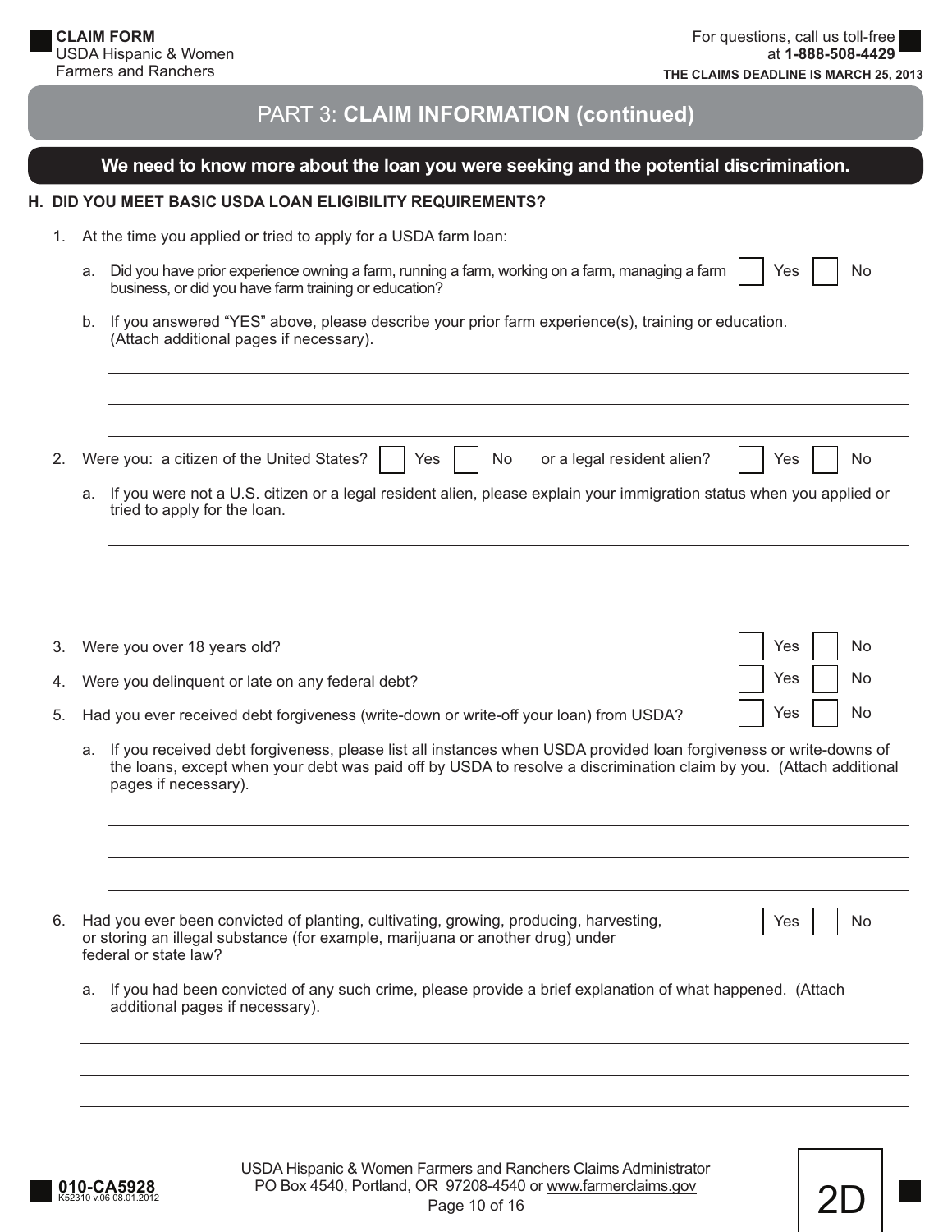## PART 3: CLAIM INFORMATION (continued)

**We need to know more about the loan you were seeking and the potential discrimination.**

### H. DID YOU MEET BASIC USDA LOAN ELIGIBILITY REQUIREMENTS?

1. At the time you applied or tried to apply for a USDA farm loan:

   a. Did you have prior experience owning a farm, running a farm, working on a farm, managing a farm business, or did you have farm training or education? ☐ Yes ☐ No

   b. If you answered "YES" above, please describe your prior farm experience(s), training or education. (Attach additional pages if necessary).

   ______________________________________________

   ______________________________________________

   ______________________________________________

2. Were you: a citizen of the United States? ☐ Yes ☐ No or a legal resident alien? ☐ Yes ☐ No

   a. If you were not a U.S. citizen or a legal resident alien, please explain your immigration status when you applied or tried to apply for the loan.

   ______________________________________________

   ______________________________________________

   ______________________________________________

3. Were you over 18 years old? ☐ Yes ☐ No

4. Were you delinquent or late on any federal debt? ☐ Yes ☐ No

5. Had you ever received debt forgiveness (write-down or write-off your loan) from USDA? ☐ Yes ☐ No

   a. If you received debt forgiveness, please list all instances when USDA provided loan forgiveness or write-downs of the loans, except when your debt was paid off by USDA to resolve a discrimination claim by you. (Attach additional pages if necessary).

   ______________________________________________

   ______________________________________________

   ______________________________________________

6. Had you ever been convicted of planting, cultivating, growing, producing, harvesting, or storing an illegal substance (for example, marijuana or another drug) under federal or state law? ☐ Yes ☐ No

   a. If you had been convicted of any such crime, please provide a brief explanation of what happened. (Attach additional pages if necessary).

   ______________________________________________

   ______________________________________________

   ______________________________________________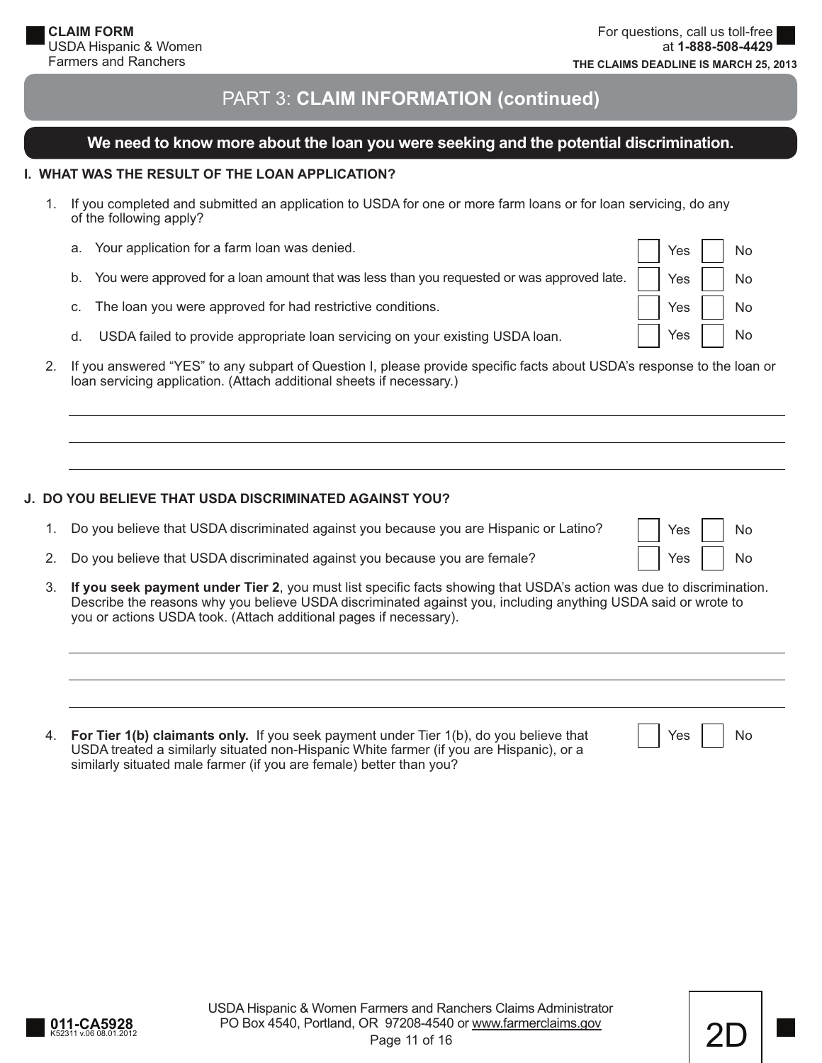## PART 3: CLAIM INFORMATION (continued)

**We need to know more about the loan you were seeking and the potential discrimination.**

### I. WHAT WAS THE RESULT OF THE LOAN APPLICATION?

1. If you completed and submitted an application to USDA for one or more farm loans or for loan servicing, do any of the following apply?

   a. Your application for a farm loan was denied. ☐ Yes ☐ No

   b. You were approved for a loan amount that was less than you requested or was approved late. ☐ Yes ☐ No

   c. The loan you were approved for had restrictive conditions. ☐ Yes ☐ No

   d. USDA failed to provide appropriate loan servicing on your existing USDA loan. ☐ Yes ☐ No

2. If you answered "YES" to any subpart of Question I, please provide specific facts about USDA's response to the loan or loan servicing application. (Attach additional sheets if necessary.)

______________________________________________________________________

______________________________________________________________________

______________________________________________________________________

### J. DO YOU BELIEVE THAT USDA DISCRIMINATED AGAINST YOU?

1. Do you believe that USDA discriminated against you because you are Hispanic or Latino? ☐ Yes ☐ No

2. Do you believe that USDA discriminated against you because you are female? ☐ Yes ☐ No

3. **If you seek payment under Tier 2**, you must list specific facts showing that USDA's action was due to discrimination. Describe the reasons why you believe USDA discriminated against you, including anything USDA said or wrote to you or actions USDA took. (Attach additional pages if necessary).

______________________________________________________________________

______________________________________________________________________

______________________________________________________________________

4. **For Tier 1(b) claimants only.** If you seek payment under Tier 1(b), do you believe that USDA treated a similarly situated non-Hispanic White farmer (if you are Hispanic), or a similarly situated male farmer (if you are female) better than you? ☐ Yes ☐ No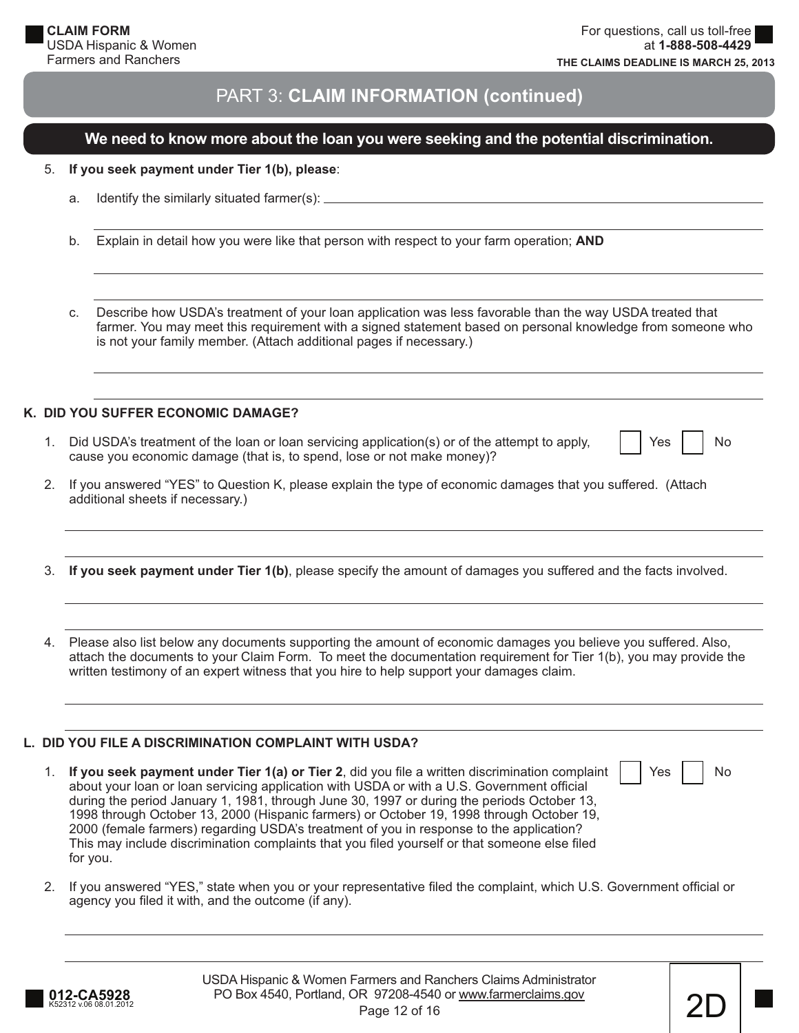## PART 3: CLAIM INFORMATION (continued)

**We need to know more about the loan you were seeking and the potential discrimination.**

5. **If you seek payment under Tier 1(b), please**:

   a. Identify the similarly situated farmer(s): ______________________________

   ______________________________

   b. Explain in detail how you were like that person with respect to your farm operation; **AND**

   ______________________________

   ______________________________

   c. Describe how USDA's treatment of your loan application was less favorable than the way USDA treated that farmer. You may meet this requirement with a signed statement based on personal knowledge from someone who is not your family member. (Attach additional pages if necessary.)

   ______________________________

   ______________________________

### K. DID YOU SUFFER ECONOMIC DAMAGE?

1. Did USDA's treatment of the loan or loan servicing application(s) or of the attempt to apply, cause you economic damage (that is, to spend, lose or not make money)? ☐ Yes ☐ No

2. If you answered "YES" to Question K, please explain the type of economic damages that you suffered. (Attach additional sheets if necessary.)

   ______________________________

   ______________________________

3. **If you seek payment under Tier 1(b)**, please specify the amount of damages you suffered and the facts involved.

   ______________________________

   ______________________________

4. Please also list below any documents supporting the amount of economic damages you believe you suffered. Also, attach the documents to your Claim Form. To meet the documentation requirement for Tier 1(b), you may provide the written testimony of an expert witness that you hire to help support your damages claim.

   ______________________________

   ______________________________

### L. DID YOU FILE A DISCRIMINATION COMPLAINT WITH USDA?

1. **If you seek payment under Tier 1(a) or Tier 2**, did you file a written discrimination complaint about your loan or loan servicing application with USDA or with a U.S. Government official during the period January 1, 1981, through June 30, 1997 or during the periods October 13, 1998 through October 13, 2000 (Hispanic farmers) or October 19, 1998 through October 19, 2000 (female farmers) regarding USDA's treatment of you in response to the application? This may include discrimination complaints that you filed yourself or that someone else filed for you. ☐ Yes ☐ No

2. If you answered "YES," state when you or your representative filed the complaint, which U.S. Government official or agency you filed it with, and the outcome (if any).

   ______________________________

   ______________________________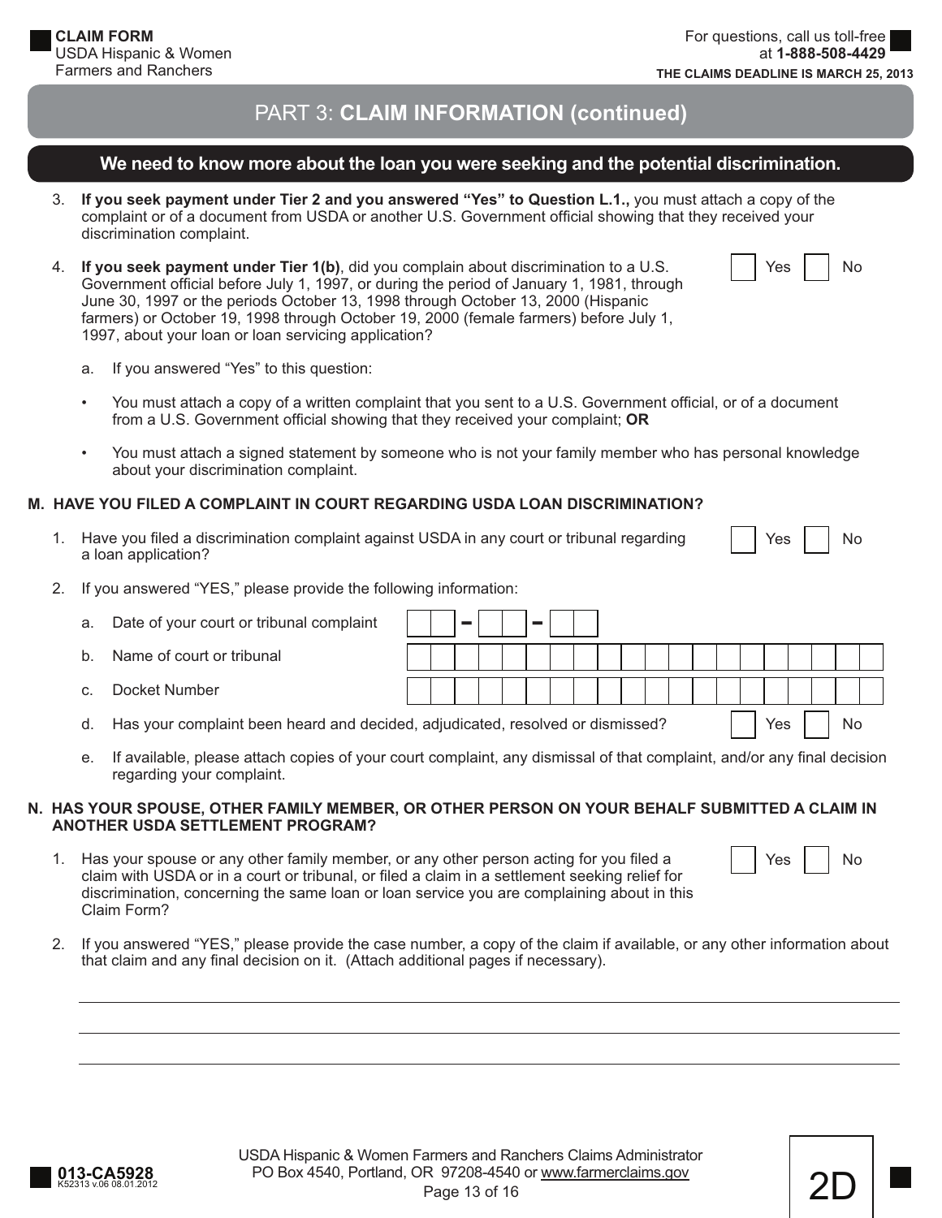## PART 3: CLAIM INFORMATION (continued)

**We need to know more about the loan you were seeking and the potential discrimination.**

3. **If you seek payment under Tier 2 and you answered "Yes" to Question L.1.,** you must attach a copy of the complaint or of a document from USDA or another U.S. Government official showing that they received your discrimination complaint.

4. **If you seek payment under Tier 1(b)**, did you complain about discrimination to a U.S. Government official before July 1, 1997, or during the period of January 1, 1981, through June 30, 1997 or the periods October 13, 1998 through October 13, 2000 (Hispanic farmers) or October 19, 1998 through October 19, 2000 (female farmers) before July 1, 1997, about your loan or loan servicing application? ☐ Yes ☐ No

   a. If you answered "Yes" to this question:

   - You must attach a copy of a written complaint that you sent to a U.S. Government official, or of a document from a U.S. Government official showing that they received your complaint; **OR**
   - You must attach a signed statement by someone who is not your family member who has personal knowledge about your discrimination complaint.

### M. HAVE YOU FILED A COMPLAINT IN COURT REGARDING USDA LOAN DISCRIMINATION?

1. Have you filed a discrimination complaint against USDA in any court or tribunal regarding a loan application? ☐ Yes ☐ No

2. If you answered "YES," please provide the following information:

   a. Date of your court or tribunal complaint ___ - ___ - ___

   b. Name of court or tribunal ______________________

   c. Docket Number ______________________

   d. Has your complaint been heard and decided, adjudicated, resolved or dismissed? ☐ Yes ☐ No

   e. If available, please attach copies of your court complaint, any dismissal of that complaint, and/or any final decision regarding your complaint.

### N. HAS YOUR SPOUSE, OTHER FAMILY MEMBER, OR OTHER PERSON ON YOUR BEHALF SUBMITTED A CLAIM IN ANOTHER USDA SETTLEMENT PROGRAM?

1. Has your spouse or any other family member, or any other person acting for you filed a claim with USDA or in a court or tribunal, or filed a claim in a settlement seeking relief for discrimination, concerning the same loan or loan service you are complaining about in this Claim Form? ☐ Yes ☐ No

2. If you answered "YES," please provide the case number, a copy of the claim if available, or any other information about that claim and any final decision on it. (Attach additional pages if necessary).

______________________________________________

______________________________________________

______________________________________________

USDA Hispanic & Women Farmers and Ranchers Claims Administrator
PO Box 4540, Portland, OR 97208-4540 or www.farmerclaims.gov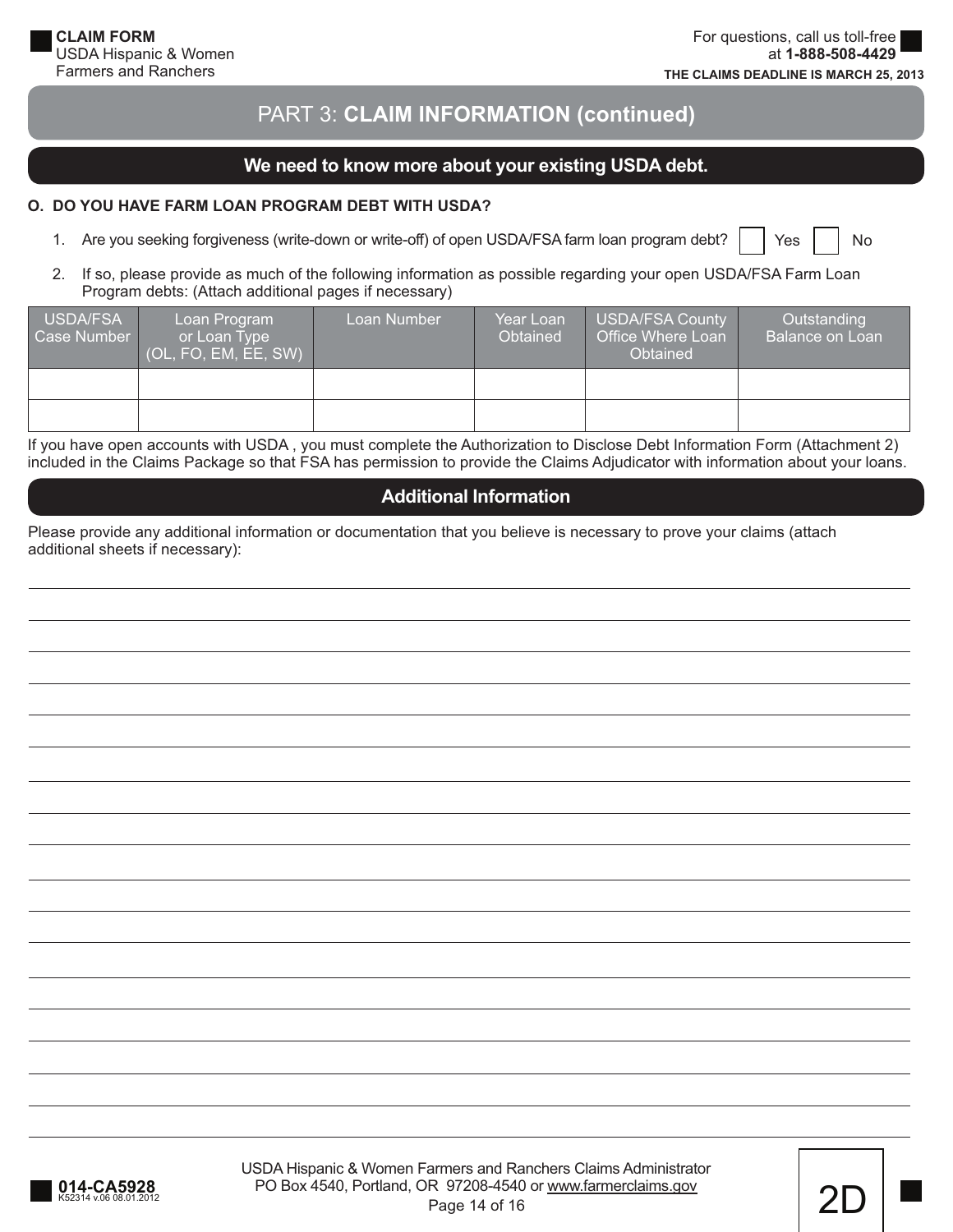## PART 3: CLAIM INFORMATION (continued)

### We need to know more about your existing USDA debt.

**O. DO YOU HAVE FARM LOAN PROGRAM DEBT WITH USDA?**

1. Are you seeking forgiveness (write-down or write-off) of open USDA/FSA farm loan program debt? ☐ Yes ☐ No
2. If so, please provide as much of the following information as possible regarding your open USDA/FSA Farm Loan Program debts: (Attach additional pages if necessary)

| USDA/FSA Case Number | Loan Program or Loan Type (OL, FO, EM, EE, SW) | Loan Number | Year Loan Obtained | USDA/FSA County Office Where Loan Obtained | Outstanding Balance on Loan |
|---|---|---|---|---|---|
| | | | | | |
| | | | | | |

If you have open accounts with USDA , you must complete the Authorization to Disclose Debt Information Form (Attachment 2) included in the Claims Package so that FSA has permission to provide the Claims Adjudicator with information about your loans.

### Additional Information

Please provide any additional information or documentation that you believe is necessary to prove your claims (attach additional sheets if necessary):

USDA Hispanic & Women Farmers and Ranchers Claims Administrator
PO Box 4540, Portland, OR 97208-4540 or www.farmerclaims.gov

2D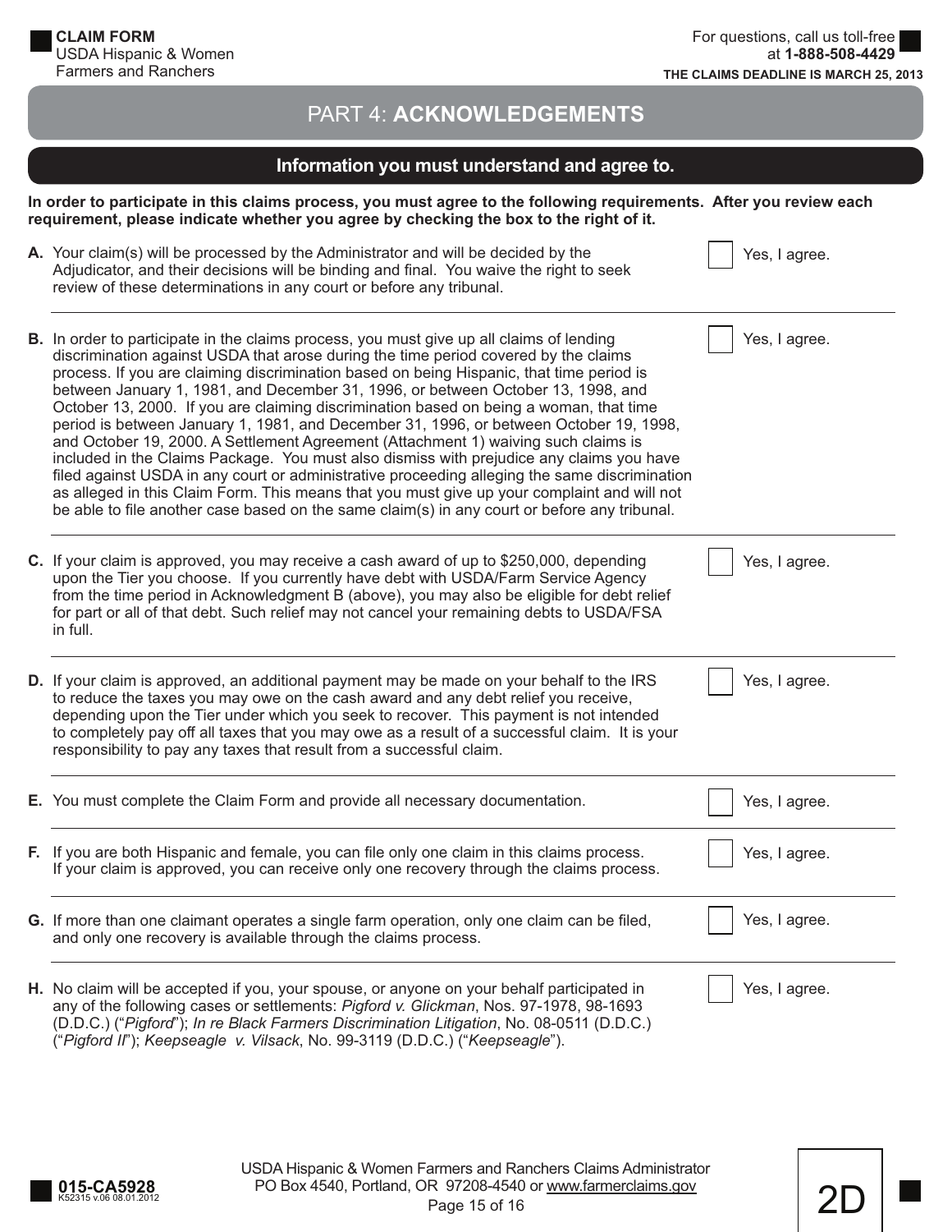# PART 4: ACKNOWLEDGEMENTS

## Information you must understand and agree to.

**In order to participate in this claims process, you must agree to the following requirements. After you review each requirement, please indicate whether you agree by checking the box to the right of it.**

**A.** Your claim(s) will be processed by the Administrator and will be decided by the Adjudicator, and their decisions will be binding and final. You waive the right to seek review of these determinations in any court or before any tribunal.

☐ Yes, I agree.

**B.** In order to participate in the claims process, you must give up all claims of lending discrimination against USDA that arose during the time period covered by the claims process. If you are claiming discrimination based on being Hispanic, that time period is between January 1, 1981, and December 31, 1996, or between October 13, 1998, and October 13, 2000. If you are claiming discrimination based on being a woman, that time period is between January 1, 1981, and December 31, 1996, or between October 19, 1998, and October 19, 2000. A Settlement Agreement (Attachment 1) waiving such claims is included in the Claims Package. You must also dismiss with prejudice any claims you have filed against USDA in any court or administrative proceeding alleging the same discrimination as alleged in this Claim Form. This means that you must give up your complaint and will not be able to file another case based on the same claim(s) in any court or before any tribunal.

☐ Yes, I agree.

**C.** If your claim is approved, you may receive a cash award of up to $250,000, depending upon the Tier you choose. If you currently have debt with USDA/Farm Service Agency from the time period in Acknowledgment B (above), you may also be eligible for debt relief for part or all of that debt. Such relief may not cancel your remaining debts to USDA/FSA in full.

☐ Yes, I agree.

**D.** If your claim is approved, an additional payment may be made on your behalf to the IRS to reduce the taxes you may owe on the cash award and any debt relief you receive, depending upon the Tier under which you seek to recover. This payment is not intended to completely pay off all taxes that you may owe as a result of a successful claim. It is your responsibility to pay any taxes that result from a successful claim.

☐ Yes, I agree.

**E.** You must complete the Claim Form and provide all necessary documentation.

☐ Yes, I agree.

**F.** If you are both Hispanic and female, you can file only one claim in this claims process. If your claim is approved, you can receive only one recovery through the claims process.

☐ Yes, I agree.

**G.** If more than one claimant operates a single farm operation, only one claim can be filed, and only one recovery is available through the claims process.

☐ Yes, I agree.

**H.** No claim will be accepted if you, your spouse, or anyone on your behalf participated in any of the following cases or settlements: *Pigford v. Glickman*, Nos. 97-1978, 98-1693 (D.D.C.) ("*Pigford*"); *In re Black Farmers Discrimination Litigation*, No. 08-0511 (D.D.C.) ("*Pigford II*"); *Keepseagle v. Vilsack*, No. 99-3119 (D.D.C.) ("*Keepseagle*").

☐ Yes, I agree.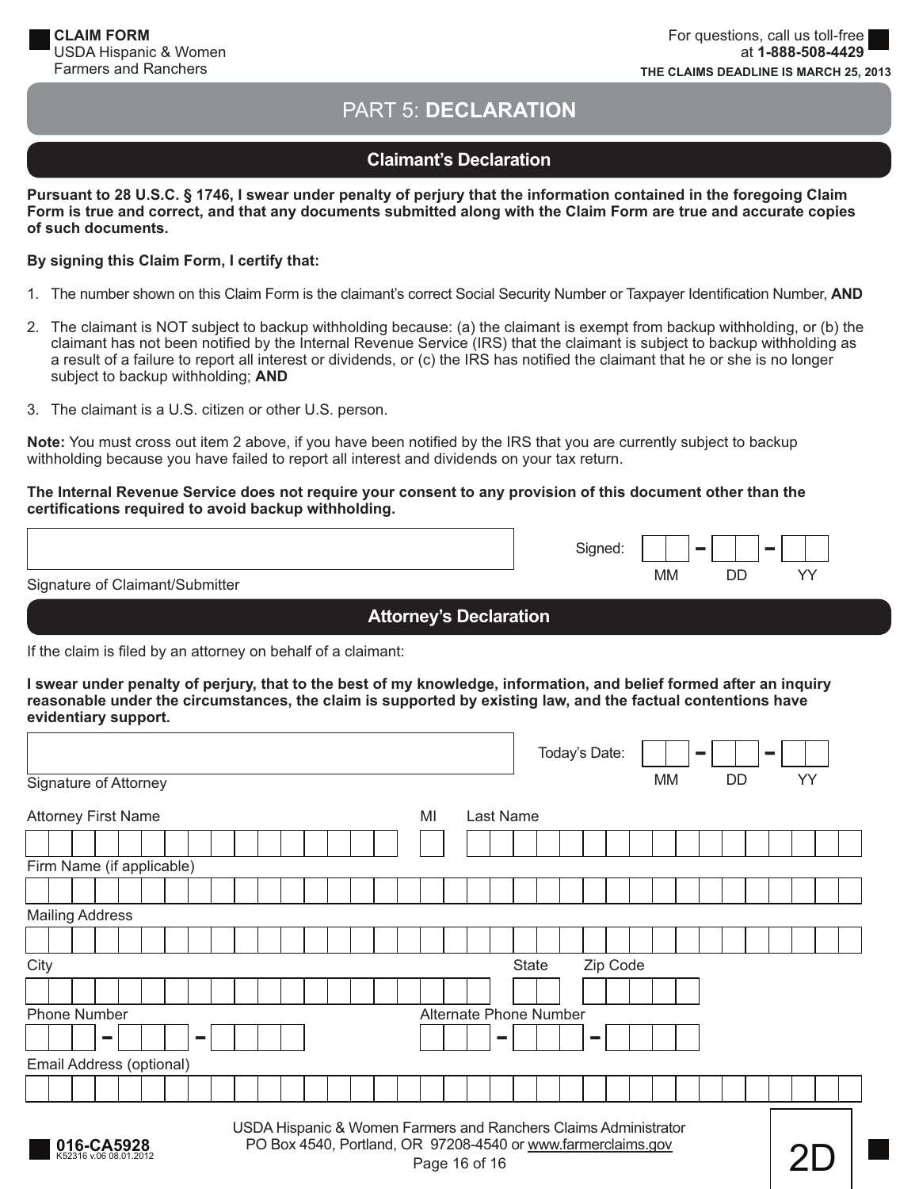# PART 5: DECLARATION

## Claimant's Declaration

**Pursuant to 28 U.S.C. § 1746, I swear under penalty of perjury that the information contained in the foregoing Claim Form is true and correct, and that any documents submitted along with the Claim Form are true and accurate copies of such documents.**

**By signing this Claim Form, I certify that:**

1. The number shown on this Claim Form is the claimant's correct Social Security Number or Taxpayer Identification Number, **AND**
2. The claimant is NOT subject to backup withholding because: (a) the claimant is exempt from backup withholding, or (b) the claimant has not been notified by the Internal Revenue Service (IRS) that the claimant is subject to backup withholding as a result of a failure to report all interest or dividends, or (c) the IRS has notified the claimant that he or she is no longer subject to backup withholding; **AND**
3. The claimant is a U.S. citizen or other U.S. person.

**Note:** You must cross out item 2 above, if you have been notified by the IRS that you are currently subject to backup withholding because you have failed to report all interest and dividends on your tax return.

**The Internal Revenue Service does not require your consent to any provision of this document other than the certifications required to avoid backup withholding.**

Signature of Claimant/Submitter: ______________________ Signed: __ __ - __ __ - __ __ (MM DD YY)

## Attorney's Declaration

If the claim is filed by an attorney on behalf of a claimant:

**I swear under penalty of perjury, that to the best of my knowledge, information, and belief formed after an inquiry reasonable under the circumstances, the claim is supported by existing law, and the factual contentions have evidentiary support.**

Signature of Attorney: ______________________ Today's Date: __ __ - __ __ - __ __ (MM DD YY)

Attorney First Name: ______________________ MI: __ Last Name: ______________________

Firm Name (if applicable): ______________________

Mailing Address: ______________________

City: ______________________ State: __ __ Zip Code: __ __ __ __ __

Phone Number: ___ - ___ - ____ Alternate Phone Number: ___ - ___ - ____

Email Address (optional): ______________________

016-CA5928
K52316 v.06 08.01.2012

USDA Hispanic & Women Farmers and Ranchers Claims Administrator
PO Box 4540, Portland, OR 97208-4540 or www.farmerclaims.gov

2D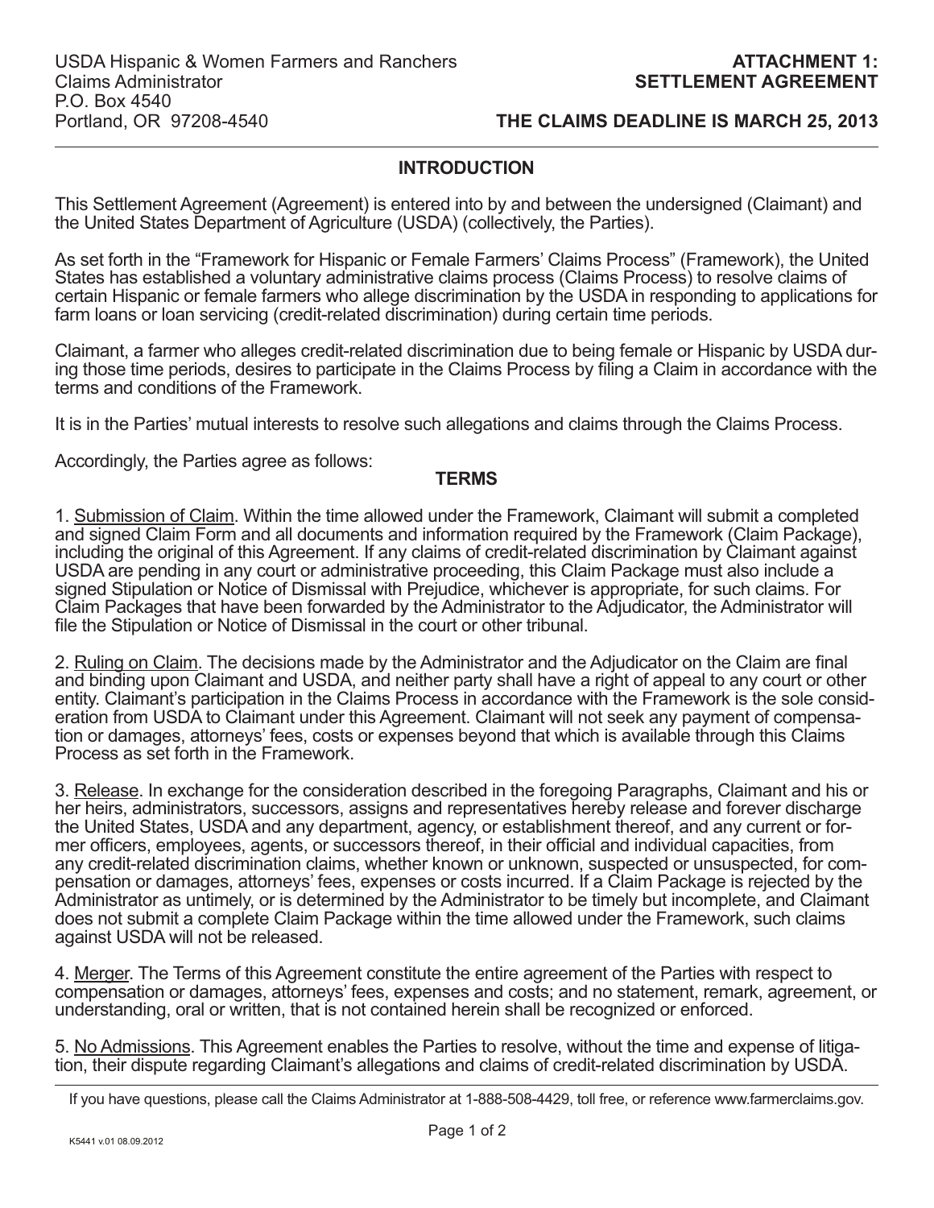USDA Hispanic & Women Farmers and Ranchers
Claims Administrator
P.O. Box 4540
Portland, OR 97208-4540

**ATTACHMENT 1: SETTLEMENT AGREEMENT**

**THE CLAIMS DEADLINE IS MARCH 25, 2013**

## INTRODUCTION

This Settlement Agreement (Agreement) is entered into by and between the undersigned (Claimant) and the United States Department of Agriculture (USDA) (collectively, the Parties).

As set forth in the "Framework for Hispanic or Female Farmers' Claims Process" (Framework), the United States has established a voluntary administrative claims process (Claims Process) to resolve claims of certain Hispanic or female farmers who allege discrimination by the USDA in responding to applications for farm loans or loan servicing (credit-related discrimination) during certain time periods.

Claimant, a farmer who alleges credit-related discrimination due to being female or Hispanic by USDA during those time periods, desires to participate in the Claims Process by filing a Claim in accordance with the terms and conditions of the Framework.

It is in the Parties' mutual interests to resolve such allegations and claims through the Claims Process.

Accordingly, the Parties agree as follows:

## TERMS

1. Submission of Claim. Within the time allowed under the Framework, Claimant will submit a completed and signed Claim Form and all documents and information required by the Framework (Claim Package), including the original of this Agreement. If any claims of credit-related discrimination by Claimant against USDA are pending in any court or administrative proceeding, this Claim Package must also include a signed Stipulation or Notice of Dismissal with Prejudice, whichever is appropriate, for such claims. For Claim Packages that have been forwarded by the Administrator to the Adjudicator, the Administrator will file the Stipulation or Notice of Dismissal in the court or other tribunal.

2. Ruling on Claim. The decisions made by the Administrator and the Adjudicator on the Claim are final and binding upon Claimant and USDA, and neither party shall have a right of appeal to any court or other entity. Claimant's participation in the Claims Process in accordance with the Framework is the sole consideration from USDA to Claimant under this Agreement. Claimant will not seek any payment of compensation or damages, attorneys' fees, costs or expenses beyond that which is available through this Claims Process as set forth in the Framework.

3. Release. In exchange for the consideration described in the foregoing Paragraphs, Claimant and his or her heirs, administrators, successors, assigns and representatives hereby release and forever discharge the United States, USDA and any department, agency, or establishment thereof, and any current or former officers, employees, agents, or successors thereof, in their official and individual capacities, from any credit-related discrimination claims, whether known or unknown, suspected or unsuspected, for compensation or damages, attorneys' fees, expenses or costs incurred. If a Claim Package is rejected by the Administrator as untimely, or is determined by the Administrator to be timely but incomplete, and Claimant does not submit a complete Claim Package within the time allowed under the Framework, such claims against USDA will not be released.

4. Merger. The Terms of this Agreement constitute the entire agreement of the Parties with respect to compensation or damages, attorneys' fees, expenses and costs; and no statement, remark, agreement, or understanding, oral or written, that is not contained herein shall be recognized or enforced.

5. No Admissions. This Agreement enables the Parties to resolve, without the time and expense of litigation, their dispute regarding Claimant's allegations and claims of credit-related discrimination by USDA.

If you have questions, please call the Claims Administrator at 1-888-508-4429, toll free, or reference www.farmerclaims.gov.

K5441 v.01 08.09.2012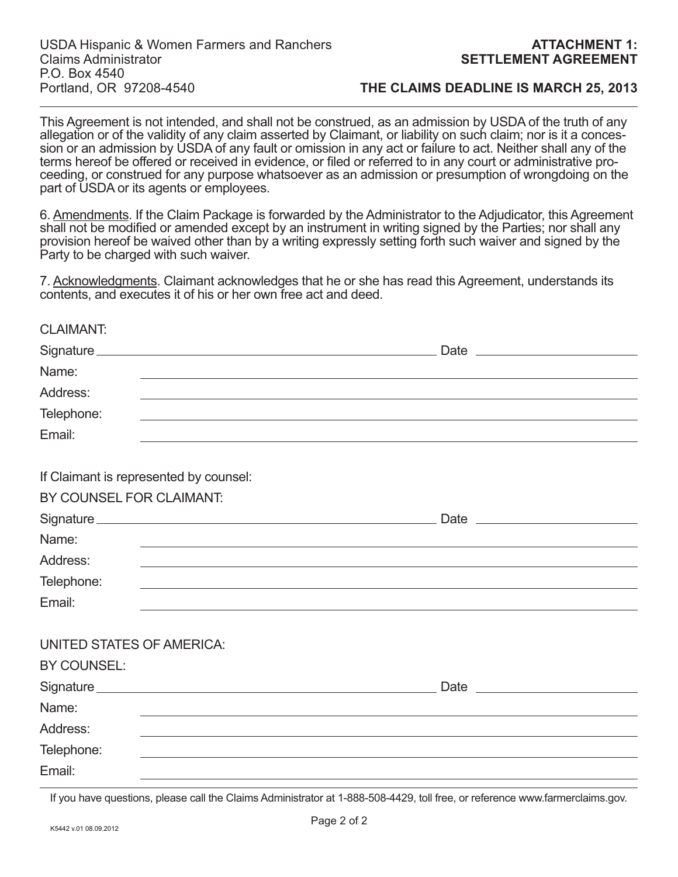USDA Hispanic & Women Farmers and Ranchers
Claims Administrator
P.O. Box 4540
Portland, OR 97208-4540

**ATTACHMENT 1:**
**SETTLEMENT AGREEMENT**

**THE CLAIMS DEADLINE IS MARCH 25, 2013**

---

This Agreement is not intended, and shall not be construed, as an admission by USDA of the truth of any allegation or of the validity of any claim asserted by Claimant, or liability on such claim; nor is it a concession or an admission by USDA of any fault or omission in any act or failure to act. Neither shall any of the terms hereof be offered or received in evidence, or filed or referred to in any court or administrative proceeding, or construed for any purpose whatsoever as an admission or presumption of wrongdoing on the part of USDA or its agents or employees.

6. Amendments. If the Claim Package is forwarded by the Administrator to the Adjudicator, this Agreement shall not be modified or amended except by an instrument in writing signed by the Parties; nor shall any provision hereof be waived other than by a writing expressly setting forth such waiver and signed by the Party to be charged with such waiver.

7. Acknowledgments. Claimant acknowledges that he or she has read this Agreement, understands its contents, and executes it of his or her own free act and deed.

CLAIMANT:

Signature ________________________________ Date ____________________

Name: ________________________________

Address: ________________________________

Telephone: ________________________________

Email: ________________________________

If Claimant is represented by counsel:

BY COUNSEL FOR CLAIMANT:

Signature ________________________________ Date ____________________

Name: ________________________________

Address: ________________________________

Telephone: ________________________________

Email: ________________________________

UNITED STATES OF AMERICA:

BY COUNSEL:

Signature ________________________________ Date ____________________

Name: ________________________________

Address: ________________________________

Telephone: ________________________________

Email: ________________________________

---

If you have questions, please call the Claims Administrator at 1-888-508-4429, toll free, or reference www.farmerclaims.gov.

K5442 v.01 08.09.2012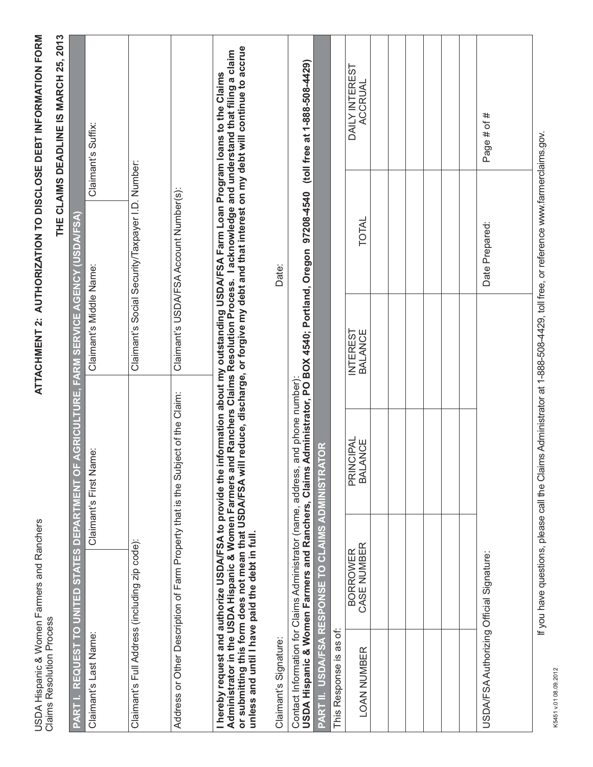USDA Hispanic & Women Farmers and Ranchers
Claims Resolution Process

# ATTACHMENT 2: AUTHORIZATION TO DISCLOSE DEBT INFORMATION FORM

**THE CLAIMS DEADLINE IS MARCH 25, 2013**

## PART I. REQUEST TO UNITED STATES DEPARTMENT OF AGRICULTURE, FARM SERVICE AGENCY (USDA/FSA)

| Claimant's Last Name: | Claimant's First Name: | Claimant's Middle Name: | Claimant's Suffix: |
|---|---|---|---|
| Claimant's Full Address (including zip code): | | Claimant's Social Security/Taxpayer I.D. Number: | |
| Address or Other Description of Farm Property that is the Subject of the Claim: | | Claimant's USDA/FSA Account Number(s): | |

**I hereby request and authorize USDA/FSA to provide the information about my outstanding USDA/FSA Farm Loan Program loans to the Claims Administrator in the USDA Hispanic & Women Farmers and Ranchers Claims Resolution Process. I acknowledge and understand that filing a claim or submitting this form does not mean that USDA/FSA will reduce, discharge, or forgive my debt and that interest on my debt will continue to accrue unless and until I have paid the debt in full.**

Claimant's Signature: Date:

Contact Information for Claims Administrator (name, address, and phone number):
**USDA Hispanic & Women Farmers and Ranchers, Claims Administrator, PO BOX 4540; Portland, Oregon 97208-4540 (toll free at 1-888-508-4429)**

## PART II. USDA/FSA RESPONSE TO CLAIMS ADMINISTRATOR

This Response is as of:

| LOAN NUMBER | BORROWER CASE NUMBER | PRINCIPAL BALANCE | INTEREST BALANCE | TOTAL | DAILY INTEREST ACCRUAL |
|---|---|---|---|---|---|
| | | | | | |
| | | | | | |
| | | | | | |
| | | | | | |
| | | | | | |
| | | | | | |
| | | | | | |
| USDA/FSA Authorizing Official Signature: | | | Date Prepared: | | Page # of # |

If you have questions, please call the Claims Administrator at 1-888-508-4429, toll free, or reference www.farmerclaims.gov.

K5451 v.01 08.09.2012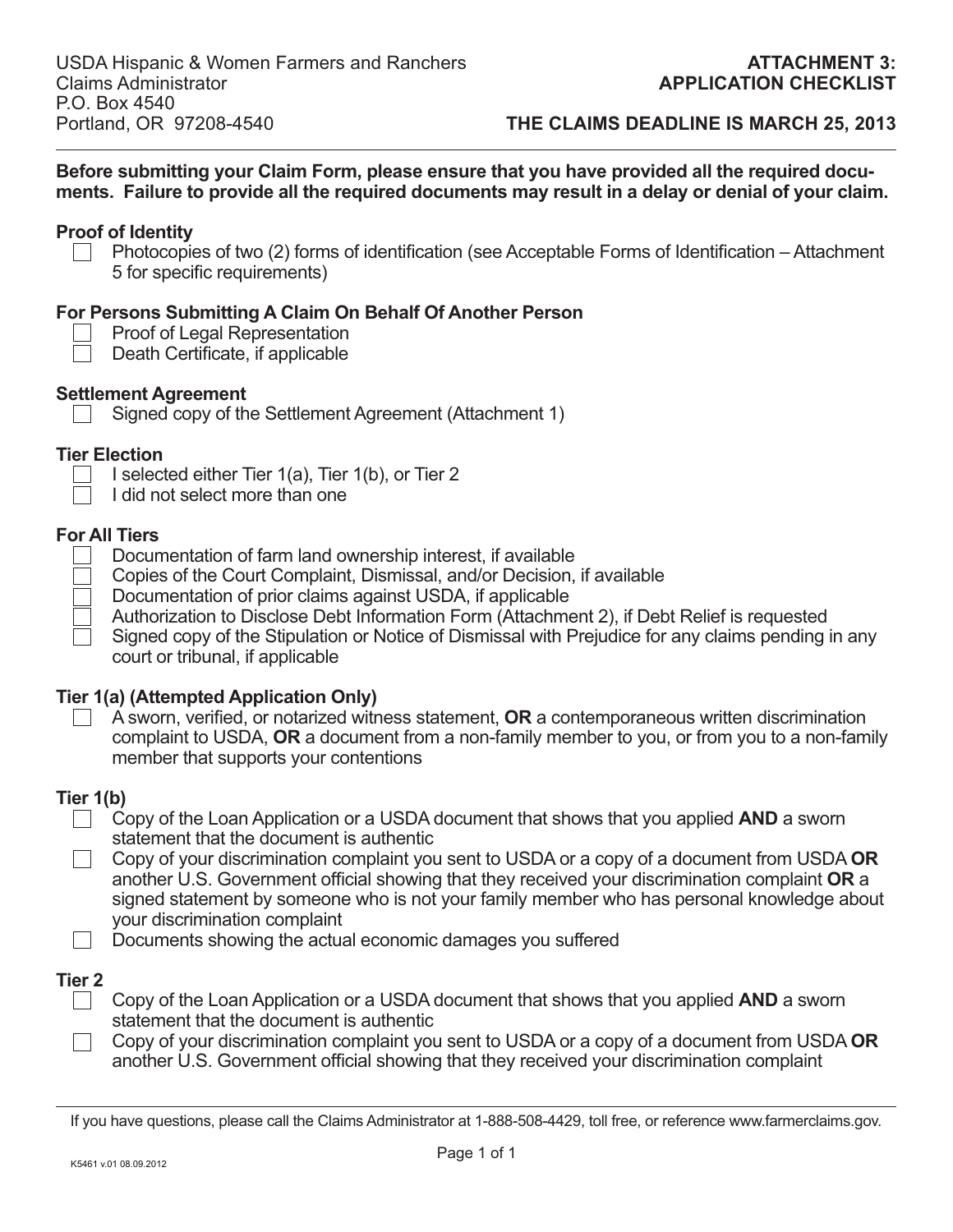USDA Hispanic & Women Farmers and Ranchers
Claims Administrator
P.O. Box 4540
Portland, OR 97208-4540

**ATTACHMENT 3:**
**APPLICATION CHECKLIST**

**THE CLAIMS DEADLINE IS MARCH 25, 2013**

---

**Before submitting your Claim Form, please ensure that you have provided all the required documents. Failure to provide all the required documents may result in a delay or denial of your claim.**

**Proof of Identity**

- ☐ Photocopies of two (2) forms of identification (see Acceptable Forms of Identification – Attachment 5 for specific requirements)

**For Persons Submitting A Claim On Behalf Of Another Person**

- ☐ Proof of Legal Representation
- ☐ Death Certificate, if applicable

**Settlement Agreement**

- ☐ Signed copy of the Settlement Agreement (Attachment 1)

**Tier Election**

- ☐ I selected either Tier 1(a), Tier 1(b), or Tier 2
- ☐ I did not select more than one

**For All Tiers**

- ☐ Documentation of farm land ownership interest, if available
- ☐ Copies of the Court Complaint, Dismissal, and/or Decision, if available
- ☐ Documentation of prior claims against USDA, if applicable
- ☐ Authorization to Disclose Debt Information Form (Attachment 2), if Debt Relief is requested
- ☐ Signed copy of the Stipulation or Notice of Dismissal with Prejudice for any claims pending in any court or tribunal, if applicable

**Tier 1(a) (Attempted Application Only)**

- ☐ A sworn, verified, or notarized witness statement, **OR** a contemporaneous written discrimination complaint to USDA, **OR** a document from a non-family member to you, or from you to a non-family member that supports your contentions

**Tier 1(b)**

- ☐ Copy of the Loan Application or a USDA document that shows that you applied **AND** a sworn statement that the document is authentic
- ☐ Copy of your discrimination complaint you sent to USDA or a copy of a document from USDA **OR** another U.S. Government official showing that they received your discrimination complaint **OR** a signed statement by someone who is not your family member who has personal knowledge about your discrimination complaint
- ☐ Documents showing the actual economic damages you suffered

**Tier 2**

- ☐ Copy of the Loan Application or a USDA document that shows that you applied **AND** a sworn statement that the document is authentic
- ☐ Copy of your discrimination complaint you sent to USDA or a copy of a document from USDA **OR** another U.S. Government official showing that they received your discrimination complaint

---

If you have questions, please call the Claims Administrator at 1-888-508-4429, toll free, or reference www.farmerclaims.gov.

K5461 v.01 08.09.2012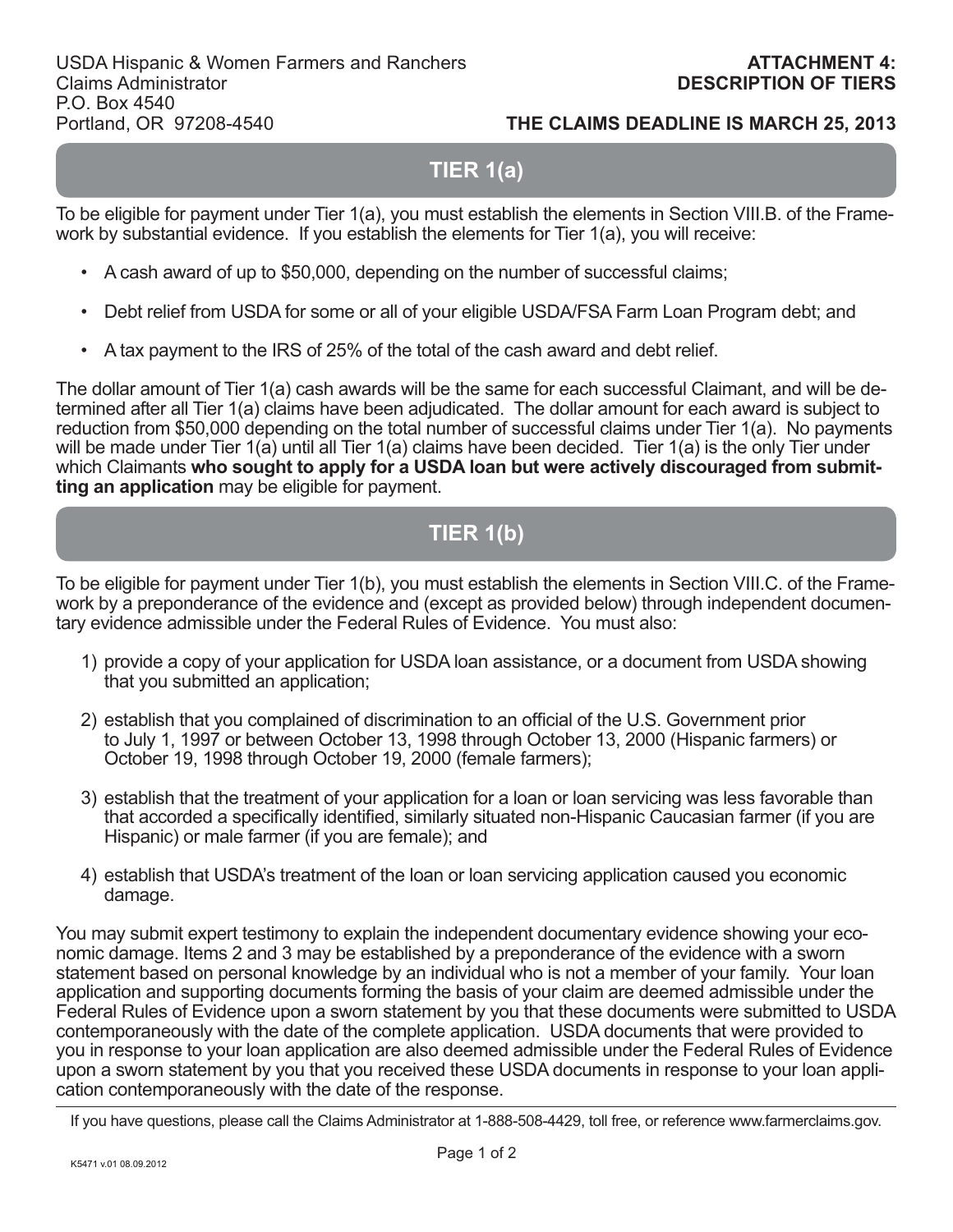USDA Hispanic & Women Farmers and Ranchers
Claims Administrator
P.O. Box 4540
Portland, OR 97208-4540

**ATTACHMENT 4:**
**DESCRIPTION OF TIERS**

**THE CLAIMS DEADLINE IS MARCH 25, 2013**

## TIER 1(a)

To be eligible for payment under Tier 1(a), you must establish the elements in Section VIII.B. of the Framework by substantial evidence. If you establish the elements for Tier 1(a), you will receive:

- A cash award of up to $50,000, depending on the number of successful claims;
- Debt relief from USDA for some or all of your eligible USDA/FSA Farm Loan Program debt; and
- A tax payment to the IRS of 25% of the total of the cash award and debt relief.

The dollar amount of Tier 1(a) cash awards will be the same for each successful Claimant, and will be determined after all Tier 1(a) claims have been adjudicated. The dollar amount for each award is subject to reduction from $50,000 depending on the total number of successful claims under Tier 1(a). No payments will be made under Tier 1(a) until all Tier 1(a) claims have been decided. Tier 1(a) is the only Tier under which Claimants **who sought to apply for a USDA loan but were actively discouraged from submitting an application** may be eligible for payment.

## TIER 1(b)

To be eligible for payment under Tier 1(b), you must establish the elements in Section VIII.C. of the Framework by a preponderance of the evidence and (except as provided below) through independent documentary evidence admissible under the Federal Rules of Evidence. You must also:

1) provide a copy of your application for USDA loan assistance, or a document from USDA showing that you submitted an application;
2) establish that you complained of discrimination to an official of the U.S. Government prior to July 1, 1997 or between October 13, 1998 through October 13, 2000 (Hispanic farmers) or October 19, 1998 through October 19, 2000 (female farmers);
3) establish that the treatment of your application for a loan or loan servicing was less favorable than that accorded a specifically identified, similarly situated non-Hispanic Caucasian farmer (if you are Hispanic) or male farmer (if you are female); and
4) establish that USDA's treatment of the loan or loan servicing application caused you economic damage.

You may submit expert testimony to explain the independent documentary evidence showing your economic damage. Items 2 and 3 may be established by a preponderance of the evidence with a sworn statement based on personal knowledge by an individual who is not a member of your family. Your loan application and supporting documents forming the basis of your claim are deemed admissible under the Federal Rules of Evidence upon a sworn statement by you that these documents were submitted to USDA contemporaneously with the date of the complete application. USDA documents that were provided to you in response to your loan application are also deemed admissible under the Federal Rules of Evidence upon a sworn statement by you that you received these USDA documents in response to your loan application contemporaneously with the date of the response.

If you have questions, please call the Claims Administrator at 1-888-508-4429, toll free, or reference www.farmerclaims.gov.

K5471 v.01 08.09.2012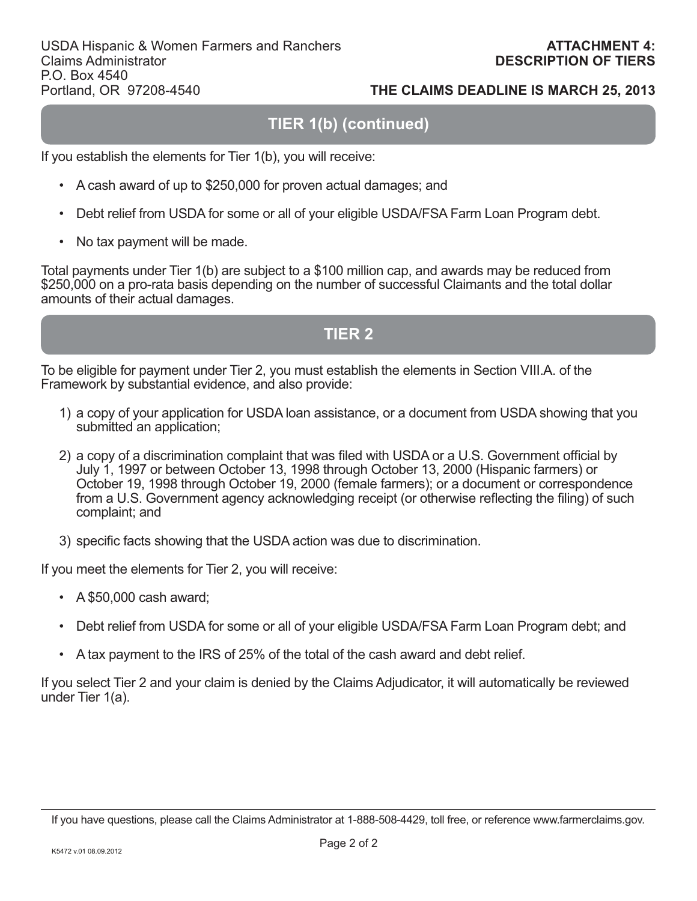USDA Hispanic & Women Farmers and Ranchers
Claims Administrator
P.O. Box 4540
Portland, OR 97208-4540

**ATTACHMENT 4: DESCRIPTION OF TIERS**

**THE CLAIMS DEADLINE IS MARCH 25, 2013**

## TIER 1(b) (continued)

If you establish the elements for Tier 1(b), you will receive:

- A cash award of up to $250,000 for proven actual damages; and
- Debt relief from USDA for some or all of your eligible USDA/FSA Farm Loan Program debt.
- No tax payment will be made.

Total payments under Tier 1(b) are subject to a $100 million cap, and awards may be reduced from $250,000 on a pro-rata basis depending on the number of successful Claimants and the total dollar amounts of their actual damages.

## TIER 2

To be eligible for payment under Tier 2, you must establish the elements in Section VIII.A. of the Framework by substantial evidence, and also provide:

1) a copy of your application for USDA loan assistance, or a document from USDA showing that you submitted an application;
2) a copy of a discrimination complaint that was filed with USDA or a U.S. Government official by July 1, 1997 or between October 13, 1998 through October 13, 2000 (Hispanic farmers) or October 19, 1998 through October 19, 2000 (female farmers); or a document or correspondence from a U.S. Government agency acknowledging receipt (or otherwise reflecting the filing) of such complaint; and
3) specific facts showing that the USDA action was due to discrimination.

If you meet the elements for Tier 2, you will receive:

- A $50,000 cash award;
- Debt relief from USDA for some or all of your eligible USDA/FSA Farm Loan Program debt; and
- A tax payment to the IRS of 25% of the total of the cash award and debt relief.

If you select Tier 2 and your claim is denied by the Claims Adjudicator, it will automatically be reviewed under Tier 1(a).

If you have questions, please call the Claims Administrator at 1-888-508-4429, toll free, or reference www.farmerclaims.gov.

K5472 v.01 08.09.2012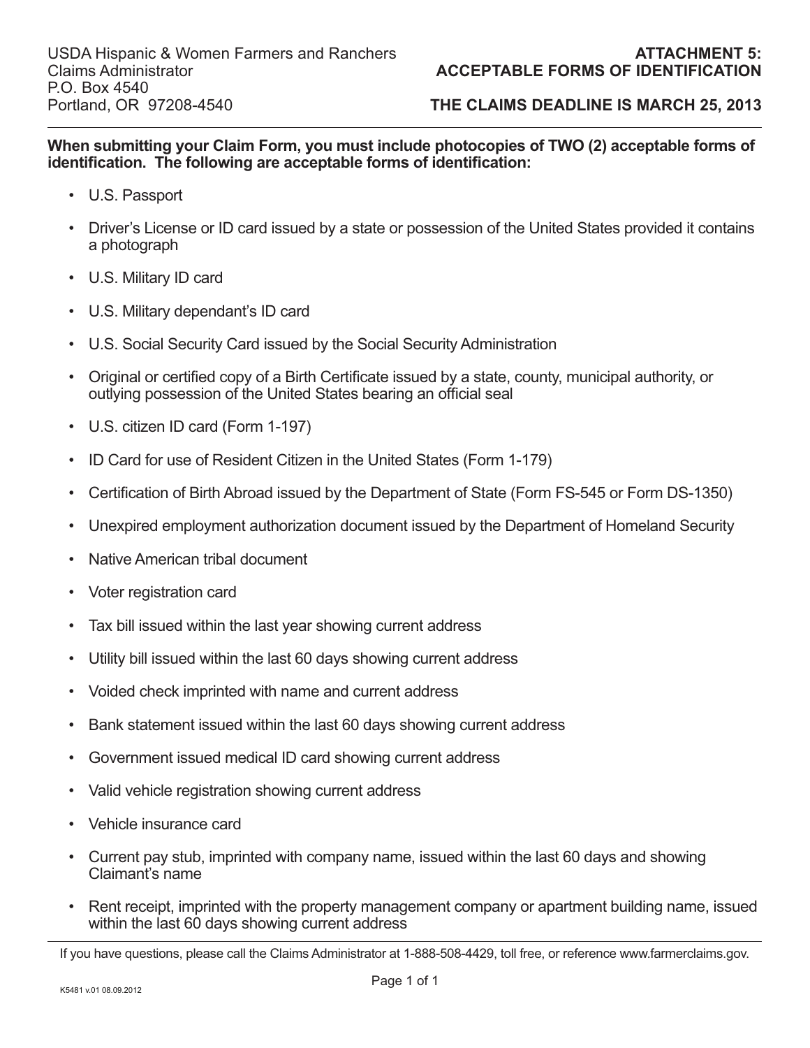USDA Hispanic & Women Farmers and Ranchers
Claims Administrator
P.O. Box 4540
Portland, OR 97208-4540

# ATTACHMENT 5: ACCEPTABLE FORMS OF IDENTIFICATION

**THE CLAIMS DEADLINE IS MARCH 25, 2013**

**When submitting your Claim Form, you must include photocopies of TWO (2) acceptable forms of identification. The following are acceptable forms of identification:**

- U.S. Passport
- Driver's License or ID card issued by a state or possession of the United States provided it contains a photograph
- U.S. Military ID card
- U.S. Military dependant's ID card
- U.S. Social Security Card issued by the Social Security Administration
- Original or certified copy of a Birth Certificate issued by a state, county, municipal authority, or outlying possession of the United States bearing an official seal
- U.S. citizen ID card (Form 1-197)
- ID Card for use of Resident Citizen in the United States (Form 1-179)
- Certification of Birth Abroad issued by the Department of State (Form FS-545 or Form DS-1350)
- Unexpired employment authorization document issued by the Department of Homeland Security
- Native American tribal document
- Voter registration card
- Tax bill issued within the last year showing current address
- Utility bill issued within the last 60 days showing current address
- Voided check imprinted with name and current address
- Bank statement issued within the last 60 days showing current address
- Government issued medical ID card showing current address
- Valid vehicle registration showing current address
- Vehicle insurance card
- Current pay stub, imprinted with company name, issued within the last 60 days and showing Claimant's name
- Rent receipt, imprinted with the property management company or apartment building name, issued within the last 60 days showing current address

If you have questions, please call the Claims Administrator at 1-888-508-4429, toll free, or reference www.farmerclaims.gov.

K5481 v.01 08.09.2012